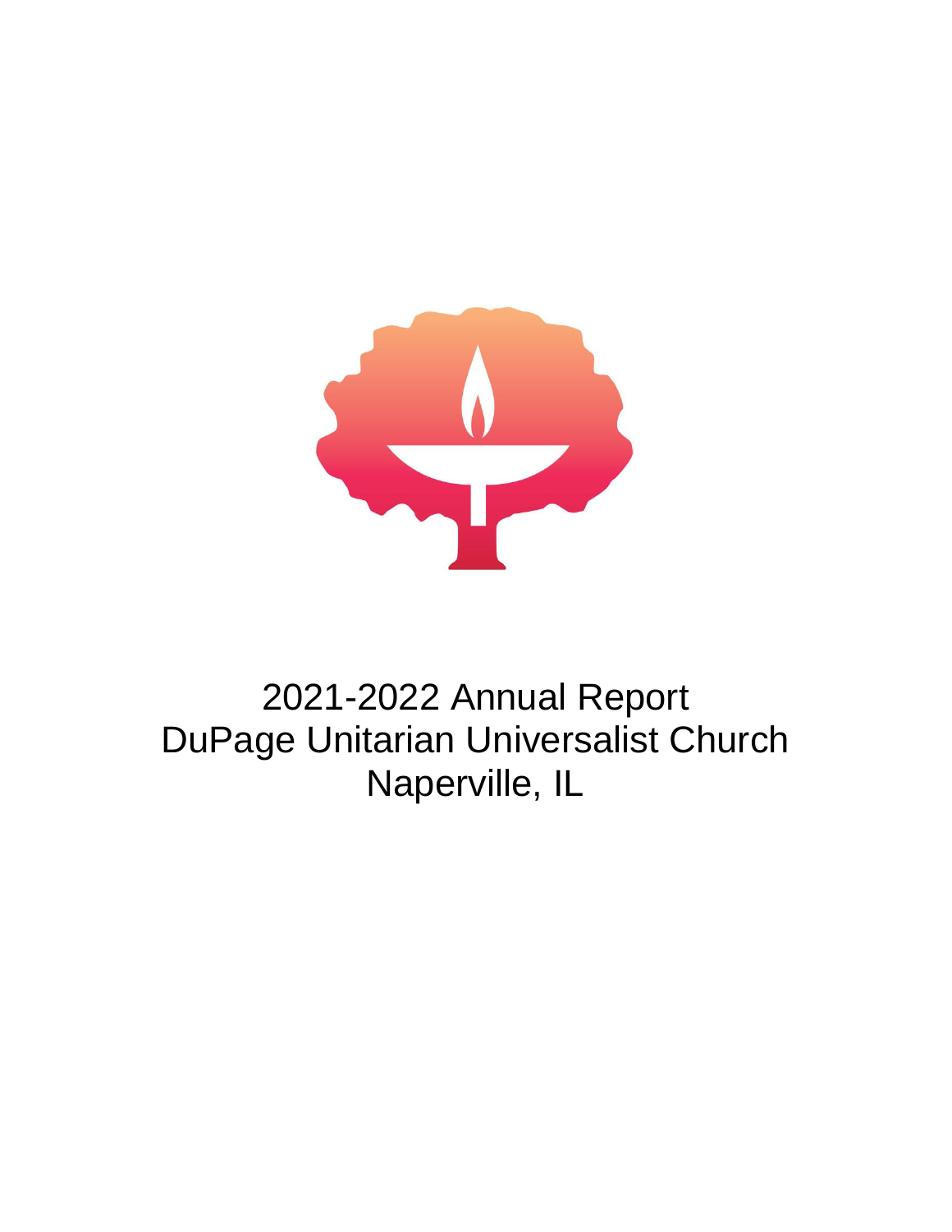# 2021-2022 Annual Report
# DuPage Unitarian Universalist Church
# Naperville, IL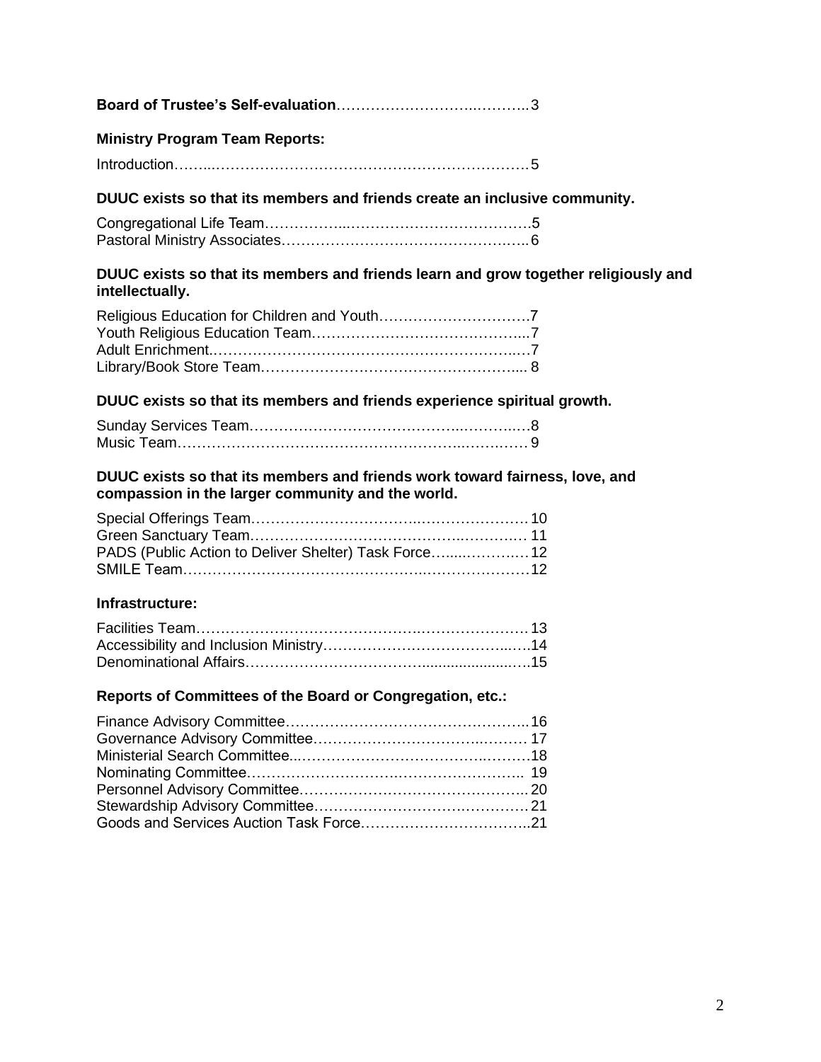**Board of Trustee's Self-evaluation**……………………………..………..3

**Ministry Program Team Reports:**

Introduction……..……………………………………………………………5

**DUUC exists so that its members and friends create an inclusive community.**

Congregational Life Team……………..……………………………………..5
Pastoral Ministry Associates………………………………………………..6

**DUUC exists so that its members and friends learn and grow together religiously and intellectually.**

Religious Education for Children and Youth…………………………….7
Youth Religious Education Team……………………………………..…...7
Adult Enrichment.………………………………………………………..…7
Library/Book Store Team…………………………………………….….... 8

**DUUC exists so that its members and friends experience spiritual growth.**

Sunday Services Team……………………………………..………..….8
Music Team…………………………………………………..……….…. 9

**DUUC exists so that its members and friends work toward fairness, love, and compassion in the larger community and the world.**

Special Offerings Team……………………………..…………………… 10
Green Sanctuary Team…………………………………………..……… 11
PADS (Public Action to Deliver Shelter) Task Force…....……….… 12
SMILE Team…………………………………………..……………………12

**Infrastructure:**

Facilities Team……………………………………….………………… 13
Accessibility and Inclusion Ministry………………………………...….14
Denominational Affairs…………………………….......................….15

**Reports of Committees of the Board or Congregation, etc.:**

Finance Advisory Committee…………………………………………….. 16
Governance Advisory Committee………………………………..……… 17
Ministerial Search Committee..……………………………..…..………18
Nominating Committee…………………………..…………………….. 19
Personnel Advisory Committee……………………………………….... 20
Stewardship Advisory Committee………………………….…………… 21
Goods and Services Auction Task Force……………………………..21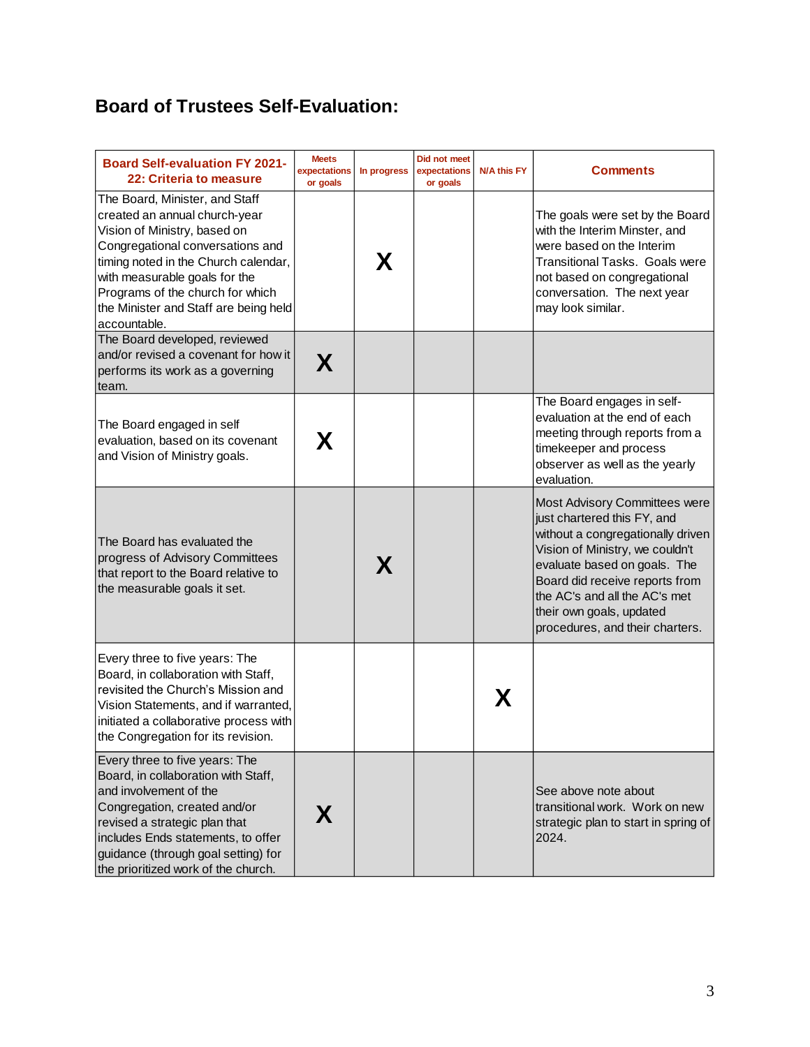## Board of Trustees Self-Evaluation:

| Board Self-evaluation FY 2021-22: Criteria to measure | Meets expectations or goals | In progress | Did not meet expectations or goals | N/A this FY | Comments |
|---|---|---|---|---|---|
| The Board, Minister, and Staff created an annual church-year Vision of Ministry, based on Congregational conversations and timing noted in the Church calendar, with measurable goals for the Programs of the church for which the Minister and Staff are being held accountable. | | X | | | The goals were set by the Board with the Interim Minster, and were based on the Interim Transitional Tasks. Goals were not based on congregational conversation. The next year may look similar. |
| The Board developed, reviewed and/or revised a covenant for how it performs its work as a governing team. | X | | | | |
| The Board engaged in self evaluation, based on its covenant and Vision of Ministry goals. | X | | | | The Board engages in self-evaluation at the end of each meeting through reports from a timekeeper and process observer as well as the yearly evaluation. |
| The Board has evaluated the progress of Advisory Committees that report to the Board relative to the measurable goals it set. | | X | | | Most Advisory Committees were just chartered this FY, and without a congregationally driven Vision of Ministry, we couldn't evaluate based on goals. The Board did receive reports from the AC's and all the AC's met their own goals, updated procedures, and their charters. |
| Every three to five years: The Board, in collaboration with Staff, revisited the Church's Mission and Vision Statements, and if warranted, initiated a collaborative process with the Congregation for its revision. | | | | X | |
| Every three to five years: The Board, in collaboration with Staff, and involvement of the Congregation, created and/or revised a strategic plan that includes Ends statements, to offer guidance (through goal setting) for the prioritized work of the church. | X | | | | See above note about transitional work. Work on new strategic plan to start in spring of 2024. |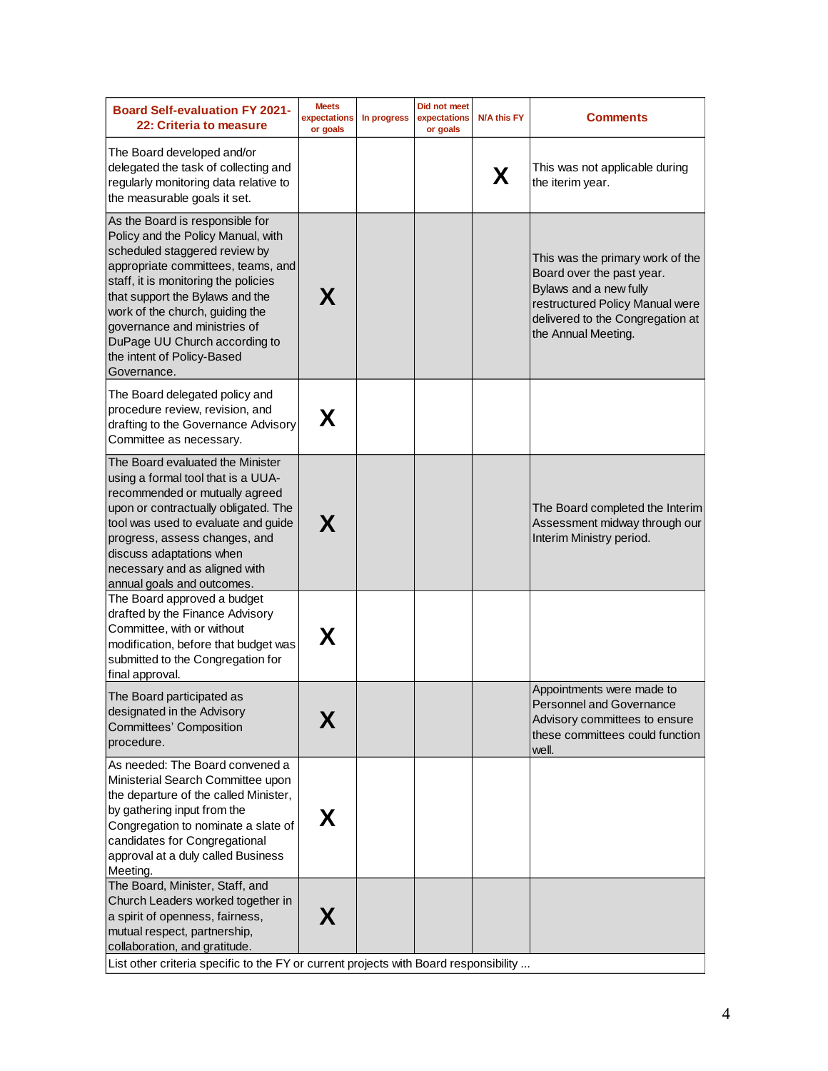| Board Self-evaluation FY 2021-22: Criteria to measure | Meets expectations or goals | In progress | Did not meet expectations or goals | N/A this FY | Comments |
|---|---|---|---|---|---|
| The Board developed and/or delegated the task of collecting and regularly monitoring data relative to the measurable goals it set. | | | | X | This was not applicable during the iterim year. |
| As the Board is responsible for Policy and the Policy Manual, with scheduled staggered review by appropriate committees, teams, and staff, it is monitoring the policies that support the Bylaws and the work of the church, guiding the governance and ministries of DuPage UU Church according to the intent of Policy-Based Governance. | X | | | | This was the primary work of the Board over the past year. Bylaws and a new fully restructured Policy Manual were delivered to the Congregation at the Annual Meeting. |
| The Board delegated policy and procedure review, revision, and drafting to the Governance Advisory Committee as necessary. | X | | | | |
| The Board evaluated the Minister using a formal tool that is a UUA-recommended or mutually agreed upon or contractually obligated. The tool was used to evaluate and guide progress, assess changes, and discuss adaptations when necessary and as aligned with annual goals and outcomes. | X | | | | The Board completed the Interim Assessment midway through our Interim Ministry period. |
| The Board approved a budget drafted by the Finance Advisory Committee, with or without modification, before that budget was submitted to the Congregation for final approval. | X | | | | |
| The Board participated as designated in the Advisory Committees' Composition procedure. | X | | | | Appointments were made to Personnel and Governance Advisory committees to ensure these committees could function well. |
| As needed: The Board convened a Ministerial Search Committee upon the departure of the called Minister, by gathering input from the Congregation to nominate a slate of candidates for Congregational approval at a duly called Business Meeting. | X | | | | |
| The Board, Minister, Staff, and Church Leaders worked together in a spirit of openness, fairness, mutual respect, partnership, collaboration, and gratitude. | X | | | | |
| List other criteria specific to the FY or current projects with Board responsibility ... | | | | | |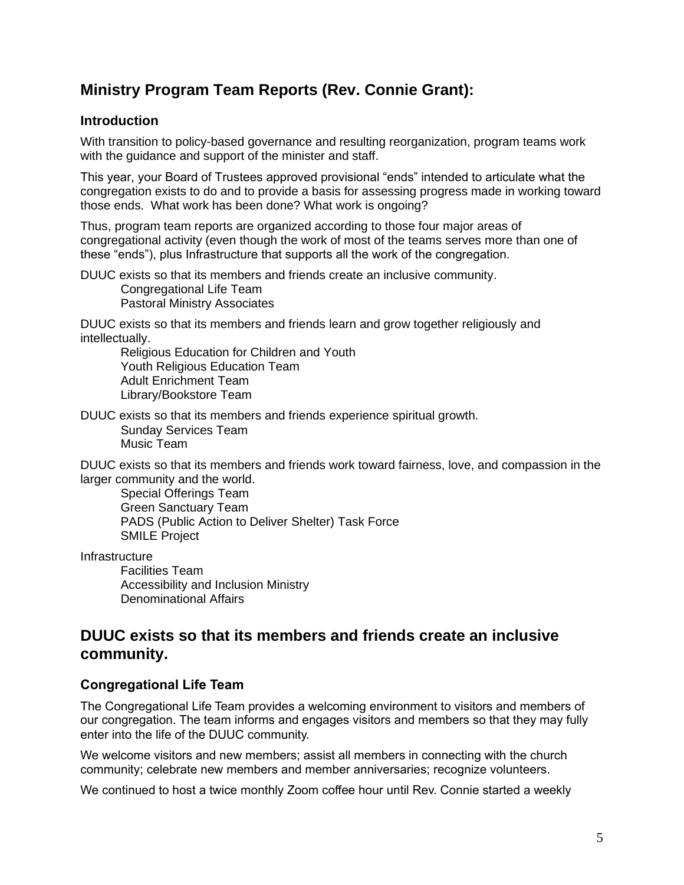## Ministry Program Team Reports (Rev. Connie Grant):

### Introduction

With transition to policy-based governance and resulting reorganization, program teams work with the guidance and support of the minister and staff.

This year, your Board of Trustees approved provisional “ends” intended to articulate what the congregation exists to do and to provide a basis for assessing progress made in working toward those ends. What work has been done? What work is ongoing?

Thus, program team reports are organized according to those four major areas of congregational activity (even though the work of most of the teams serves more than one of these “ends”), plus Infrastructure that supports all the work of the congregation.

DUUC exists so that its members and friends create an inclusive community.

- Congregational Life Team
- Pastoral Ministry Associates

DUUC exists so that its members and friends learn and grow together religiously and intellectually.

- Religious Education for Children and Youth
- Youth Religious Education Team
- Adult Enrichment Team
- Library/Bookstore Team

DUUC exists so that its members and friends experience spiritual growth.

- Sunday Services Team
- Music Team

DUUC exists so that its members and friends work toward fairness, love, and compassion in the larger community and the world.

- Special Offerings Team
- Green Sanctuary Team
- PADS (Public Action to Deliver Shelter) Task Force
- SMILE Project

Infrastructure

- Facilities Team
- Accessibility and Inclusion Ministry
- Denominational Affairs

## DUUC exists so that its members and friends create an inclusive community.

### Congregational Life Team

The Congregational Life Team provides a welcoming environment to visitors and members of our congregation. The team informs and engages visitors and members so that they may fully enter into the life of the DUUC community.

We welcome visitors and new members; assist all members in connecting with the church community; celebrate new members and member anniversaries; recognize volunteers.

We continued to host a twice monthly Zoom coffee hour until Rev. Connie started a weekly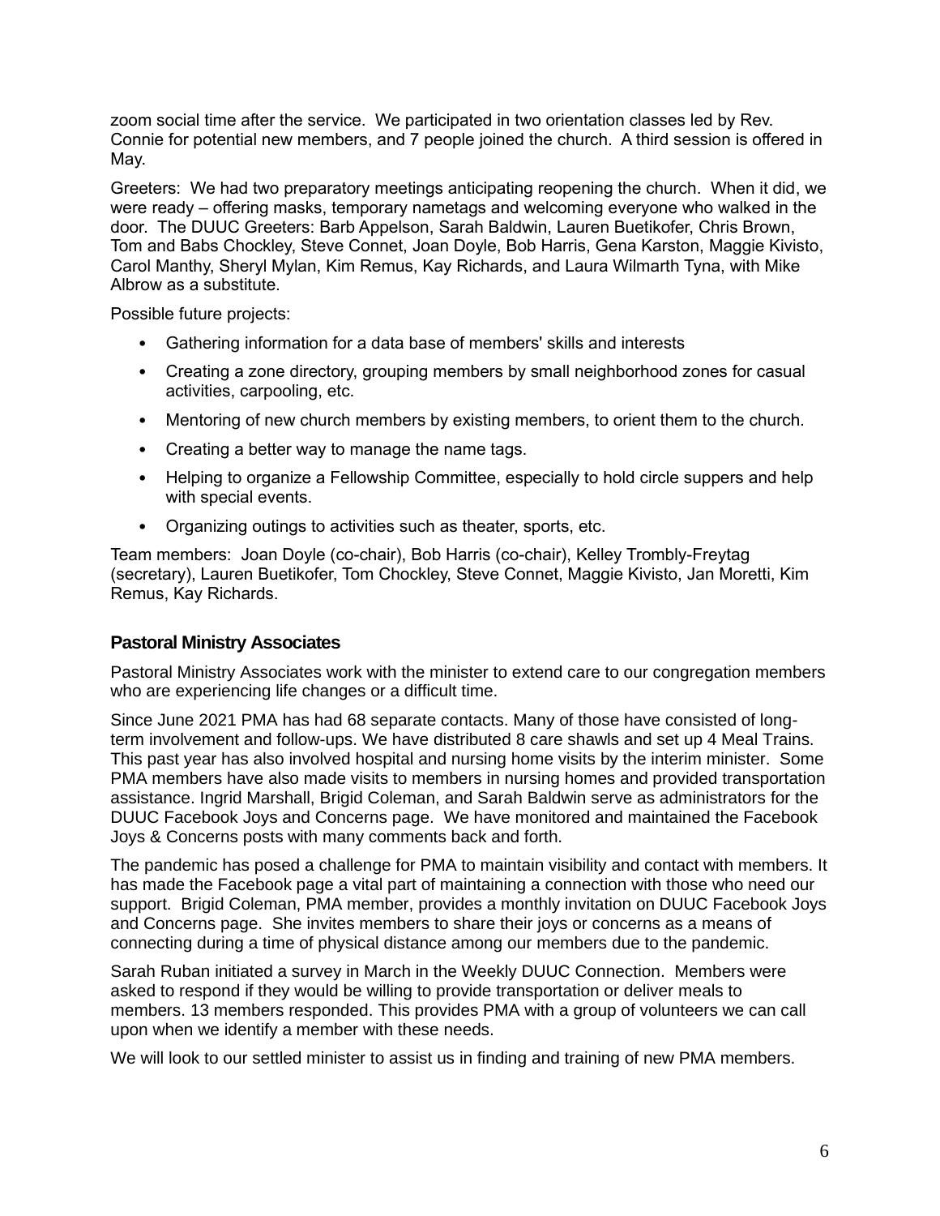zoom social time after the service. We participated in two orientation classes led by Rev. Connie for potential new members, and 7 people joined the church. A third session is offered in May.

Greeters: We had two preparatory meetings anticipating reopening the church. When it did, we were ready – offering masks, temporary nametags and welcoming everyone who walked in the door. The DUUC Greeters: Barb Appelson, Sarah Baldwin, Lauren Buetikofer, Chris Brown, Tom and Babs Chockley, Steve Connet, Joan Doyle, Bob Harris, Gena Karston, Maggie Kivisto, Carol Manthy, Sheryl Mylan, Kim Remus, Kay Richards, and Laura Wilmarth Tyna, with Mike Albrow as a substitute.

Possible future projects:

- Gathering information for a data base of members' skills and interests
- Creating a zone directory, grouping members by small neighborhood zones for casual activities, carpooling, etc.
- Mentoring of new church members by existing members, to orient them to the church.
- Creating a better way to manage the name tags.
- Helping to organize a Fellowship Committee, especially to hold circle suppers and help with special events.
- Organizing outings to activities such as theater, sports, etc.

Team members: Joan Doyle (co-chair), Bob Harris (co-chair), Kelley Trombly-Freytag (secretary), Lauren Buetikofer, Tom Chockley, Steve Connet, Maggie Kivisto, Jan Moretti, Kim Remus, Kay Richards.

### Pastoral Ministry Associates

Pastoral Ministry Associates work with the minister to extend care to our congregation members who are experiencing life changes or a difficult time.

Since June 2021 PMA has had 68 separate contacts. Many of those have consisted of long-term involvement and follow-ups. We have distributed 8 care shawls and set up 4 Meal Trains. This past year has also involved hospital and nursing home visits by the interim minister. Some PMA members have also made visits to members in nursing homes and provided transportation assistance. Ingrid Marshall, Brigid Coleman, and Sarah Baldwin serve as administrators for the DUUC Facebook Joys and Concerns page. We have monitored and maintained the Facebook Joys & Concerns posts with many comments back and forth.

The pandemic has posed a challenge for PMA to maintain visibility and contact with members. It has made the Facebook page a vital part of maintaining a connection with those who need our support. Brigid Coleman, PMA member, provides a monthly invitation on DUUC Facebook Joys and Concerns page. She invites members to share their joys or concerns as a means of connecting during a time of physical distance among our members due to the pandemic.

Sarah Ruban initiated a survey in March in the Weekly DUUC Connection. Members were asked to respond if they would be willing to provide transportation or deliver meals to members. 13 members responded. This provides PMA with a group of volunteers we can call upon when we identify a member with these needs.

We will look to our settled minister to assist us in finding and training of new PMA members.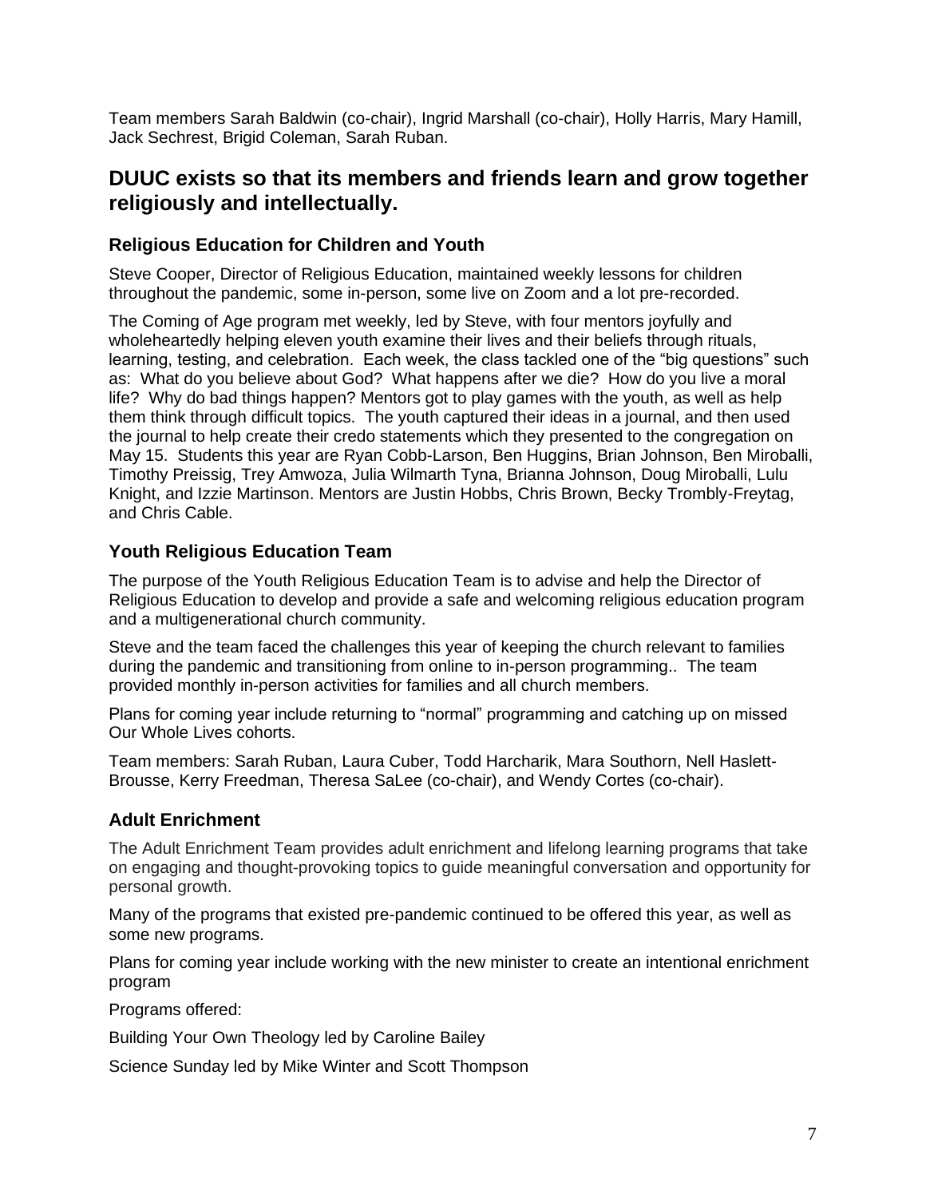Team members Sarah Baldwin (co-chair), Ingrid Marshall (co-chair), Holly Harris, Mary Hamill, Jack Sechrest, Brigid Coleman, Sarah Ruban.

## DUUC exists so that its members and friends learn and grow together religiously and intellectually.

### Religious Education for Children and Youth

Steve Cooper, Director of Religious Education, maintained weekly lessons for children throughout the pandemic, some in-person, some live on Zoom and a lot pre-recorded.

The Coming of Age program met weekly, led by Steve, with four mentors joyfully and wholeheartedly helping eleven youth examine their lives and their beliefs through rituals, learning, testing, and celebration. Each week, the class tackled one of the "big questions" such as: What do you believe about God? What happens after we die? How do you live a moral life? Why do bad things happen? Mentors got to play games with the youth, as well as help them think through difficult topics. The youth captured their ideas in a journal, and then used the journal to help create their credo statements which they presented to the congregation on May 15. Students this year are Ryan Cobb-Larson, Ben Huggins, Brian Johnson, Ben Miroballi, Timothy Preissig, Trey Amwoza, Julia Wilmarth Tyna, Brianna Johnson, Doug Miroballi, Lulu Knight, and Izzie Martinson. Mentors are Justin Hobbs, Chris Brown, Becky Trombly-Freytag, and Chris Cable.

### Youth Religious Education Team

The purpose of the Youth Religious Education Team is to advise and help the Director of Religious Education to develop and provide a safe and welcoming religious education program and a multigenerational church community.

Steve and the team faced the challenges this year of keeping the church relevant to families during the pandemic and transitioning from online to in-person programming.. The team provided monthly in-person activities for families and all church members.

Plans for coming year include returning to "normal" programming and catching up on missed Our Whole Lives cohorts.

Team members: Sarah Ruban, Laura Cuber, Todd Harcharik, Mara Southorn, Nell Haslett-Brousse, Kerry Freedman, Theresa SaLee (co-chair), and Wendy Cortes (co-chair).

### Adult Enrichment

The Adult Enrichment Team provides adult enrichment and lifelong learning programs that take on engaging and thought-provoking topics to guide meaningful conversation and opportunity for personal growth.

Many of the programs that existed pre-pandemic continued to be offered this year, as well as some new programs.

Plans for coming year include working with the new minister to create an intentional enrichment program

Programs offered:

Building Your Own Theology led by Caroline Bailey

Science Sunday led by Mike Winter and Scott Thompson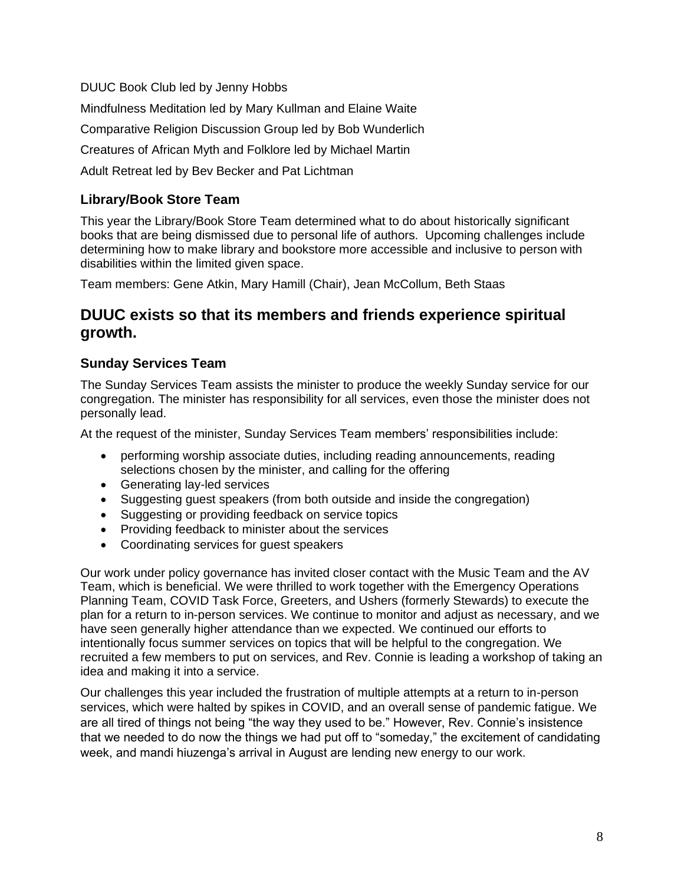DUUC Book Club led by Jenny Hobbs

Mindfulness Meditation led by Mary Kullman and Elaine Waite

Comparative Religion Discussion Group led by Bob Wunderlich

Creatures of African Myth and Folklore led by Michael Martin

Adult Retreat led by Bev Becker and Pat Lichtman

### Library/Book Store Team

This year the Library/Book Store Team determined what to do about historically significant books that are being dismissed due to personal life of authors. Upcoming challenges include determining how to make library and bookstore more accessible and inclusive to person with disabilities within the limited given space.

Team members: Gene Atkin, Mary Hamill (Chair), Jean McCollum, Beth Staas

## DUUC exists so that its members and friends experience spiritual growth.

### Sunday Services Team

The Sunday Services Team assists the minister to produce the weekly Sunday service for our congregation. The minister has responsibility for all services, even those the minister does not personally lead.

At the request of the minister, Sunday Services Team members' responsibilities include:

- performing worship associate duties, including reading announcements, reading selections chosen by the minister, and calling for the offering
- Generating lay-led services
- Suggesting guest speakers (from both outside and inside the congregation)
- Suggesting or providing feedback on service topics
- Providing feedback to minister about the services
- Coordinating services for guest speakers

Our work under policy governance has invited closer contact with the Music Team and the AV Team, which is beneficial. We were thrilled to work together with the Emergency Operations Planning Team, COVID Task Force, Greeters, and Ushers (formerly Stewards) to execute the plan for a return to in-person services. We continue to monitor and adjust as necessary, and we have seen generally higher attendance than we expected. We continued our efforts to intentionally focus summer services on topics that will be helpful to the congregation. We recruited a few members to put on services, and Rev. Connie is leading a workshop of taking an idea and making it into a service.

Our challenges this year included the frustration of multiple attempts at a return to in-person services, which were halted by spikes in COVID, and an overall sense of pandemic fatigue. We are all tired of things not being "the way they used to be." However, Rev. Connie's insistence that we needed to do now the things we had put off to "someday," the excitement of candidating week, and mandi hiuzenga's arrival in August are lending new energy to our work.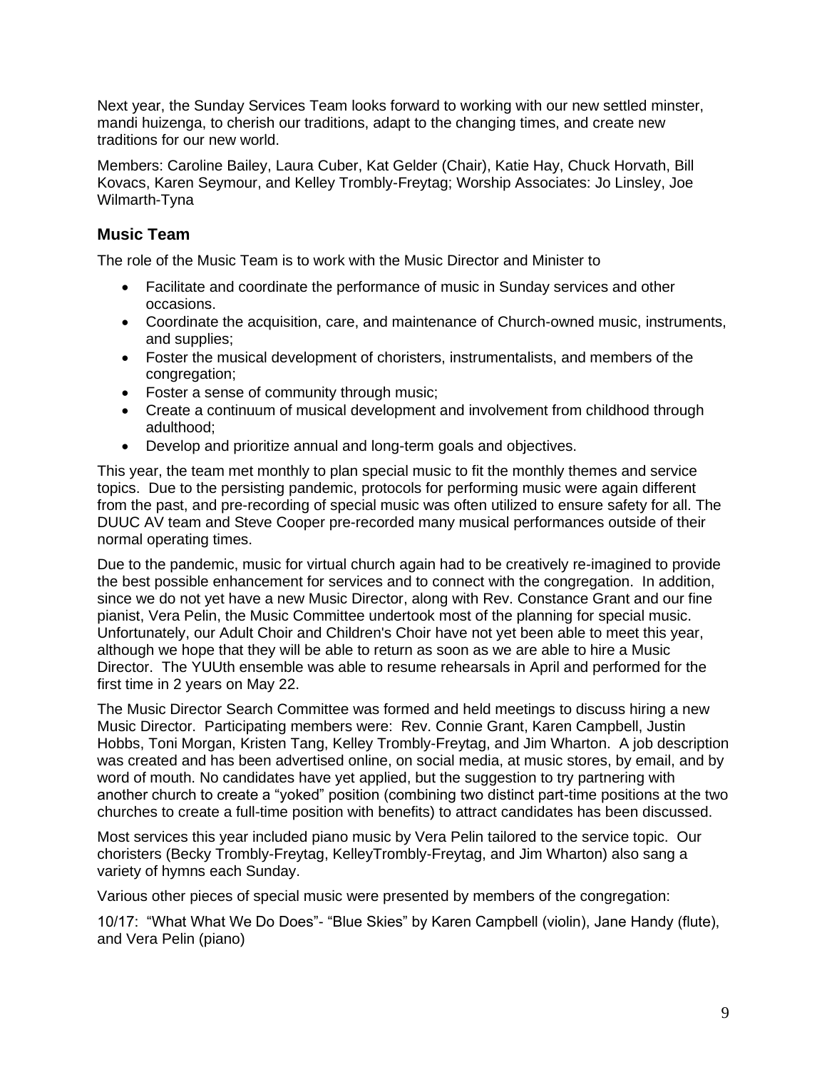Next year, the Sunday Services Team looks forward to working with our new settled minster, mandi huizenga, to cherish our traditions, adapt to the changing times, and create new traditions for our new world.

Members: Caroline Bailey, Laura Cuber, Kat Gelder (Chair), Katie Hay, Chuck Horvath, Bill Kovacs, Karen Seymour, and Kelley Trombly-Freytag; Worship Associates: Jo Linsley, Joe Wilmarth-Tyna

## Music Team

The role of the Music Team is to work with the Music Director and Minister to

- Facilitate and coordinate the performance of music in Sunday services and other occasions.
- Coordinate the acquisition, care, and maintenance of Church-owned music, instruments, and supplies;
- Foster the musical development of choristers, instrumentalists, and members of the congregation;
- Foster a sense of community through music;
- Create a continuum of musical development and involvement from childhood through adulthood;
- Develop and prioritize annual and long-term goals and objectives.

This year, the team met monthly to plan special music to fit the monthly themes and service topics. Due to the persisting pandemic, protocols for performing music were again different from the past, and pre-recording of special music was often utilized to ensure safety for all. The DUUC AV team and Steve Cooper pre-recorded many musical performances outside of their normal operating times.

Due to the pandemic, music for virtual church again had to be creatively re-imagined to provide the best possible enhancement for services and to connect with the congregation. In addition, since we do not yet have a new Music Director, along with Rev. Constance Grant and our fine pianist, Vera Pelin, the Music Committee undertook most of the planning for special music. Unfortunately, our Adult Choir and Children's Choir have not yet been able to meet this year, although we hope that they will be able to return as soon as we are able to hire a Music Director. The YUUth ensemble was able to resume rehearsals in April and performed for the first time in 2 years on May 22.

The Music Director Search Committee was formed and held meetings to discuss hiring a new Music Director. Participating members were: Rev. Connie Grant, Karen Campbell, Justin Hobbs, Toni Morgan, Kristen Tang, Kelley Trombly-Freytag, and Jim Wharton. A job description was created and has been advertised online, on social media, at music stores, by email, and by word of mouth. No candidates have yet applied, but the suggestion to try partnering with another church to create a "yoked" position (combining two distinct part-time positions at the two churches to create a full-time position with benefits) to attract candidates has been discussed.

Most services this year included piano music by Vera Pelin tailored to the service topic. Our choristers (Becky Trombly-Freytag, KelleyTrombly-Freytag, and Jim Wharton) also sang a variety of hymns each Sunday.

Various other pieces of special music were presented by members of the congregation:

10/17: "What What We Do Does"- "Blue Skies" by Karen Campbell (violin), Jane Handy (flute), and Vera Pelin (piano)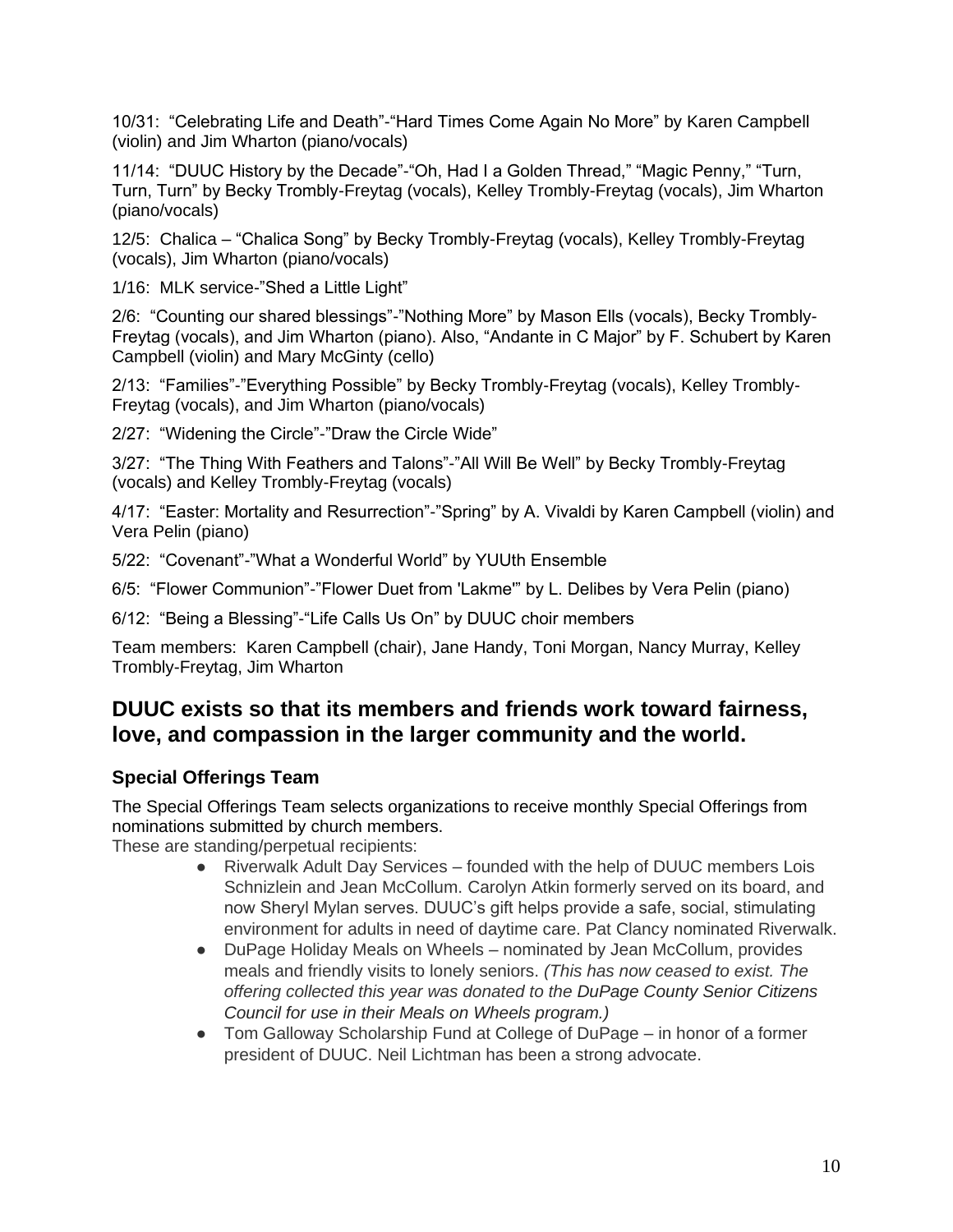10/31: “Celebrating Life and Death”-“Hard Times Come Again No More” by Karen Campbell (violin) and Jim Wharton (piano/vocals)

11/14: “DUUC History by the Decade”-“Oh, Had I a Golden Thread,” “Magic Penny,” “Turn, Turn, Turn” by Becky Trombly-Freytag (vocals), Kelley Trombly-Freytag (vocals), Jim Wharton (piano/vocals)

12/5: Chalica – “Chalica Song” by Becky Trombly-Freytag (vocals), Kelley Trombly-Freytag (vocals), Jim Wharton (piano/vocals)

1/16: MLK service-”Shed a Little Light”

2/6: “Counting our shared blessings”-”Nothing More” by Mason Ells (vocals), Becky Trombly-Freytag (vocals), and Jim Wharton (piano). Also, “Andante in C Major” by F. Schubert by Karen Campbell (violin) and Mary McGinty (cello)

2/13: “Families”-”Everything Possible” by Becky Trombly-Freytag (vocals), Kelley Trombly-Freytag (vocals), and Jim Wharton (piano/vocals)

2/27: “Widening the Circle”-”Draw the Circle Wide”

3/27: “The Thing With Feathers and Talons”-”All Will Be Well” by Becky Trombly-Freytag (vocals) and Kelley Trombly-Freytag (vocals)

4/17: “Easter: Mortality and Resurrection”-”Spring” by A. Vivaldi by Karen Campbell (violin) and Vera Pelin (piano)

5/22: “Covenant”-”What a Wonderful World” by YUUth Ensemble

6/5: “Flower Communion”-”Flower Duet from 'Lakme'” by L. Delibes by Vera Pelin (piano)

6/12: “Being a Blessing”-“Life Calls Us On” by DUUC choir members

Team members: Karen Campbell (chair), Jane Handy, Toni Morgan, Nancy Murray, Kelley Trombly-Freytag, Jim Wharton

## DUUC exists so that its members and friends work toward fairness, love, and compassion in the larger community and the world.

### Special Offerings Team

The Special Offerings Team selects organizations to receive monthly Special Offerings from nominations submitted by church members.
These are standing/perpetual recipients:

- Riverwalk Adult Day Services – founded with the help of DUUC members Lois Schnizlein and Jean McCollum. Carolyn Atkin formerly served on its board, and now Sheryl Mylan serves. DUUC’s gift helps provide a safe, social, stimulating environment for adults in need of daytime care. Pat Clancy nominated Riverwalk.
- DuPage Holiday Meals on Wheels – nominated by Jean McCollum, provides meals and friendly visits to lonely seniors. *(This has now ceased to exist. The offering collected this year was donated to the DuPage County Senior Citizens Council for use in their Meals on Wheels program.)*
- Tom Galloway Scholarship Fund at College of DuPage – in honor of a former president of DUUC. Neil Lichtman has been a strong advocate.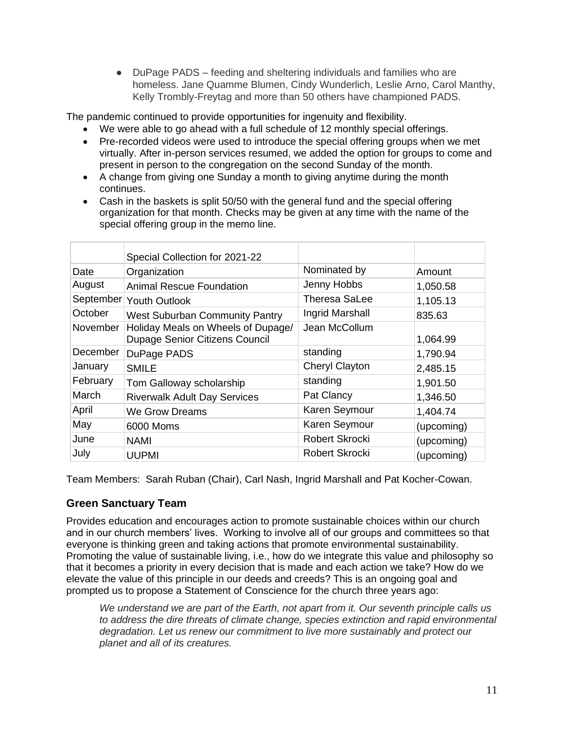- DuPage PADS – feeding and sheltering individuals and families who are homeless. Jane Quamme Blumen, Cindy Wunderlich, Leslie Arno, Carol Manthy, Kelly Trombly-Freytag and more than 50 others have championed PADS.

The pandemic continued to provide opportunities for ingenuity and flexibility.

- We were able to go ahead with a full schedule of 12 monthly special offerings.
- Pre-recorded videos were used to introduce the special offering groups when we met virtually. After in-person services resumed, we added the option for groups to come and present in person to the congregation on the second Sunday of the month.
- A change from giving one Sunday a month to giving anytime during the month continues.
- Cash in the baskets is split 50/50 with the general fund and the special offering organization for that month. Checks may be given at any time with the name of the special offering group in the memo line.

| | Special Collection for 2021-22 | | |
|---|---|---|---|
| Date | Organization | Nominated by | Amount |
| August | Animal Rescue Foundation | Jenny Hobbs | 1,050.58 |
| September | Youth Outlook | Theresa SaLee | 1,105.13 |
| October | West Suburban Community Pantry | Ingrid Marshall | 835.63 |
| November | Holiday Meals on Wheels of Dupage/ Dupage Senior Citizens Council | Jean McCollum | 1,064.99 |
| December | DuPage PADS | standing | 1,790.94 |
| January | SMILE | Cheryl Clayton | 2,485.15 |
| February | Tom Galloway scholarship | standing | 1,901.50 |
| March | Riverwalk Adult Day Services | Pat Clancy | 1,346.50 |
| April | We Grow Dreams | Karen Seymour | 1,404.74 |
| May | 6000 Moms | Karen Seymour | (upcoming) |
| June | NAMI | Robert Skrocki | (upcoming) |
| July | UUPMI | Robert Skrocki | (upcoming) |

Team Members: Sarah Ruban (Chair), Carl Nash, Ingrid Marshall and Pat Kocher-Cowan.

### Green Sanctuary Team

Provides education and encourages action to promote sustainable choices within our church and in our church members' lives. Working to involve all of our groups and committees so that everyone is thinking green and taking actions that promote environmental sustainability. Promoting the value of sustainable living, i.e., how do we integrate this value and philosophy so that it becomes a priority in every decision that is made and each action we take? How do we elevate the value of this principle in our deeds and creeds? This is an ongoing goal and prompted us to propose a Statement of Conscience for the church three years ago:

> *We understand we are part of the Earth, not apart from it. Our seventh principle calls us to address the dire threats of climate change, species extinction and rapid environmental degradation. Let us renew our commitment to live more sustainably and protect our planet and all of its creatures.*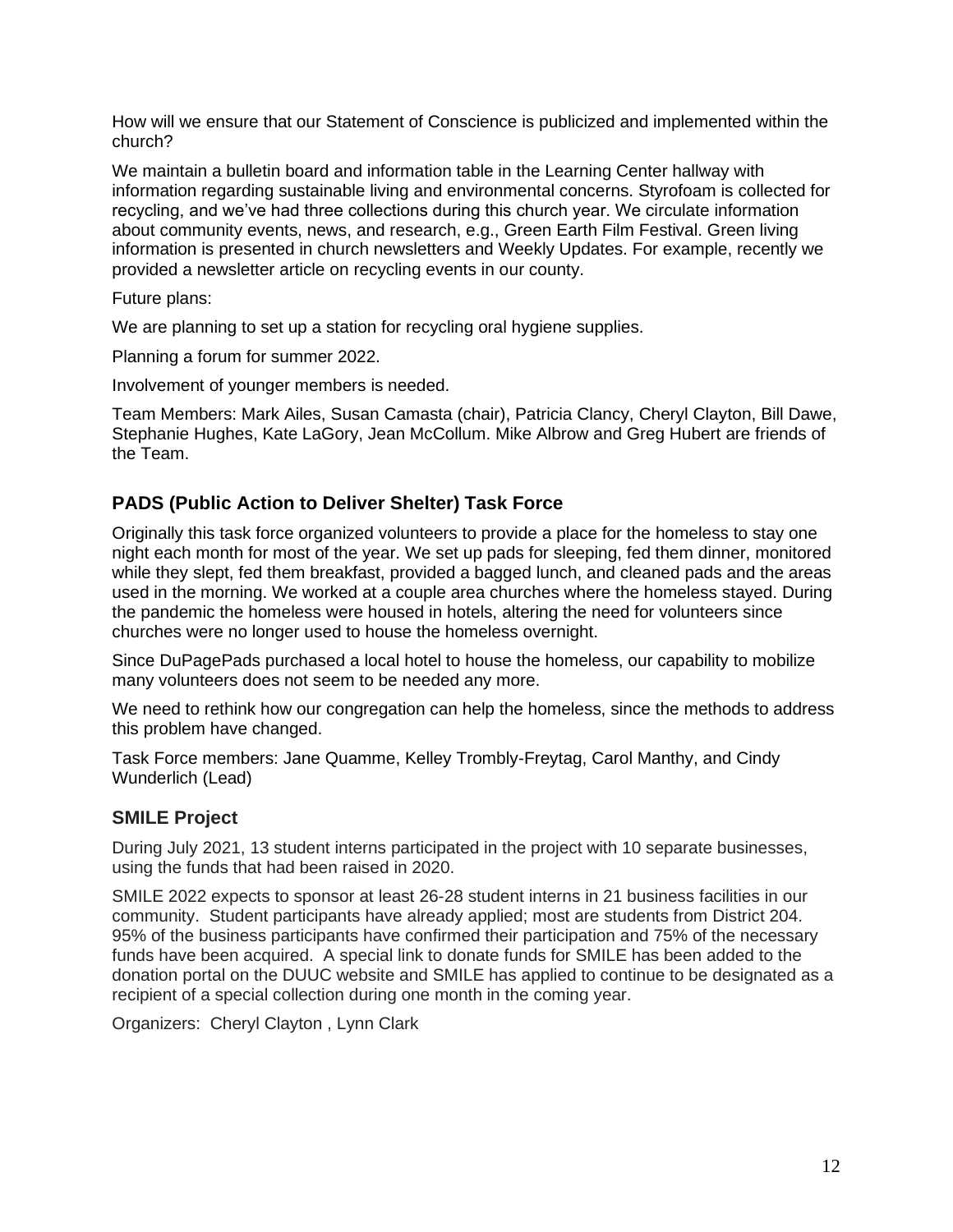How will we ensure that our Statement of Conscience is publicized and implemented within the church?

We maintain a bulletin board and information table in the Learning Center hallway with information regarding sustainable living and environmental concerns. Styrofoam is collected for recycling, and we've had three collections during this church year. We circulate information about community events, news, and research, e.g., Green Earth Film Festival. Green living information is presented in church newsletters and Weekly Updates. For example, recently we provided a newsletter article on recycling events in our county.

Future plans:

We are planning to set up a station for recycling oral hygiene supplies.

Planning a forum for summer 2022.

Involvement of younger members is needed.

Team Members: Mark Ailes, Susan Camasta (chair), Patricia Clancy, Cheryl Clayton, Bill Dawe, Stephanie Hughes, Kate LaGory, Jean McCollum. Mike Albrow and Greg Hubert are friends of the Team.

## PADS (Public Action to Deliver Shelter) Task Force

Originally this task force organized volunteers to provide a place for the homeless to stay one night each month for most of the year. We set up pads for sleeping, fed them dinner, monitored while they slept, fed them breakfast, provided a bagged lunch, and cleaned pads and the areas used in the morning. We worked at a couple area churches where the homeless stayed. During the pandemic the homeless were housed in hotels, altering the need for volunteers since churches were no longer used to house the homeless overnight.

Since DuPagePads purchased a local hotel to house the homeless, our capability to mobilize many volunteers does not seem to be needed any more.

We need to rethink how our congregation can help the homeless, since the methods to address this problem have changed.

Task Force members: Jane Quamme, Kelley Trombly-Freytag, Carol Manthy, and Cindy Wunderlich (Lead)

## SMILE Project

During July 2021, 13 student interns participated in the project with 10 separate businesses, using the funds that had been raised in 2020.

SMILE 2022 expects to sponsor at least 26-28 student interns in 21 business facilities in our community. Student participants have already applied; most are students from District 204. 95% of the business participants have confirmed their participation and 75% of the necessary funds have been acquired. A special link to donate funds for SMILE has been added to the donation portal on the DUUC website and SMILE has applied to continue to be designated as a recipient of a special collection during one month in the coming year.

Organizers: Cheryl Clayton , Lynn Clark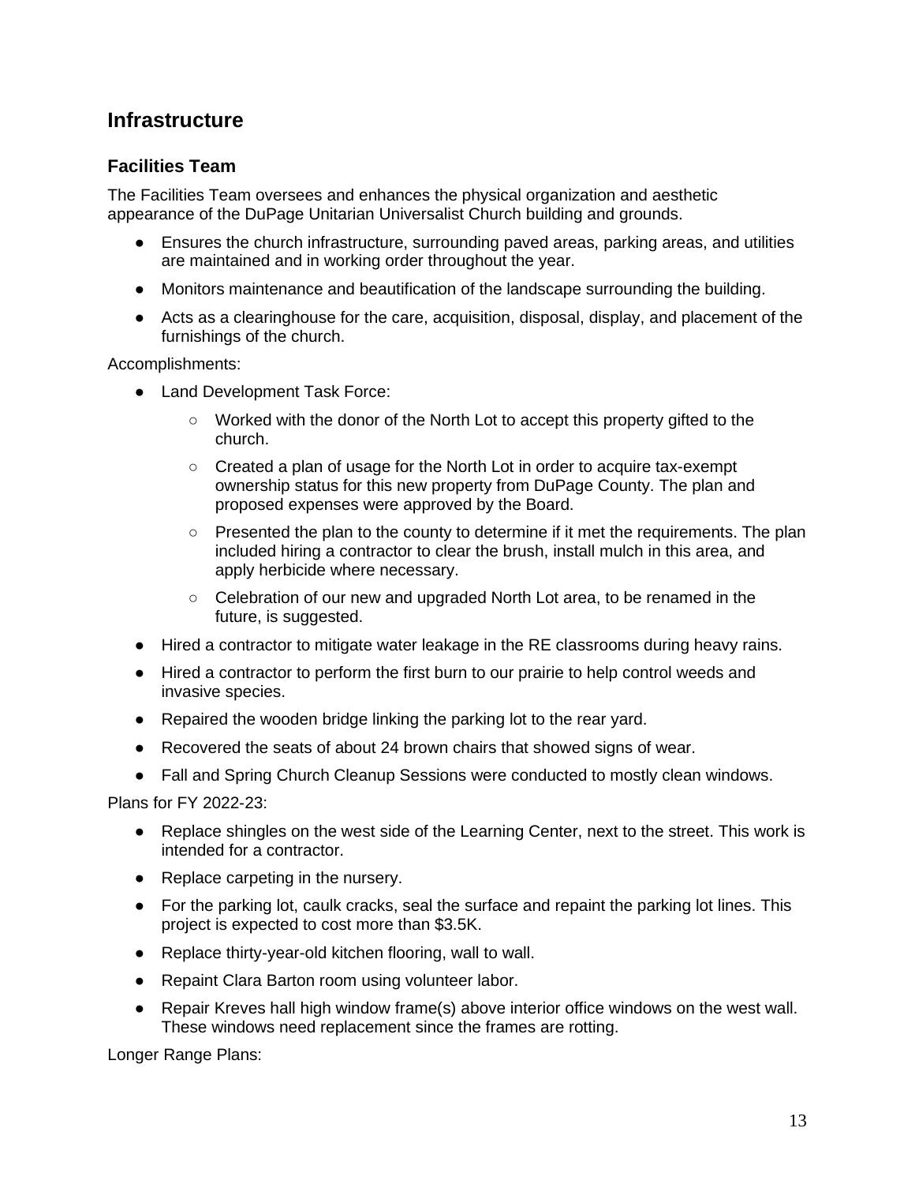# Infrastructure

## Facilities Team

The Facilities Team oversees and enhances the physical organization and aesthetic appearance of the DuPage Unitarian Universalist Church building and grounds.

- Ensures the church infrastructure, surrounding paved areas, parking areas, and utilities are maintained and in working order throughout the year.
- Monitors maintenance and beautification of the landscape surrounding the building.
- Acts as a clearinghouse for the care, acquisition, disposal, display, and placement of the furnishings of the church.

Accomplishments:

- Land Development Task Force:
  - Worked with the donor of the North Lot to accept this property gifted to the church.
  - Created a plan of usage for the North Lot in order to acquire tax-exempt ownership status for this new property from DuPage County. The plan and proposed expenses were approved by the Board.
  - Presented the plan to the county to determine if it met the requirements. The plan included hiring a contractor to clear the brush, install mulch in this area, and apply herbicide where necessary.
  - Celebration of our new and upgraded North Lot area, to be renamed in the future, is suggested.
- Hired a contractor to mitigate water leakage in the RE classrooms during heavy rains.
- Hired a contractor to perform the first burn to our prairie to help control weeds and invasive species.
- Repaired the wooden bridge linking the parking lot to the rear yard.
- Recovered the seats of about 24 brown chairs that showed signs of wear.
- Fall and Spring Church Cleanup Sessions were conducted to mostly clean windows.

Plans for FY 2022-23:

- Replace shingles on the west side of the Learning Center, next to the street. This work is intended for a contractor.
- Replace carpeting in the nursery.
- For the parking lot, caulk cracks, seal the surface and repaint the parking lot lines. This project is expected to cost more than $3.5K.
- Replace thirty-year-old kitchen flooring, wall to wall.
- Repaint Clara Barton room using volunteer labor.
- Repair Kreves hall high window frame(s) above interior office windows on the west wall. These windows need replacement since the frames are rotting.

Longer Range Plans: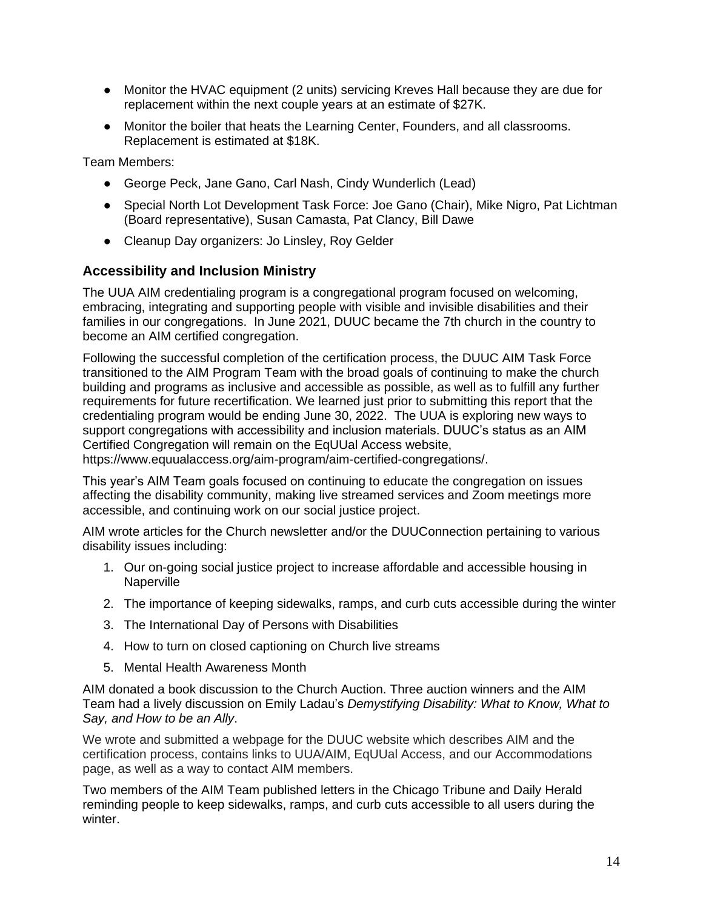- Monitor the HVAC equipment (2 units) servicing Kreves Hall because they are due for replacement within the next couple years at an estimate of $27K.
- Monitor the boiler that heats the Learning Center, Founders, and all classrooms. Replacement is estimated at $18K.

Team Members:

- George Peck, Jane Gano, Carl Nash, Cindy Wunderlich (Lead)
- Special North Lot Development Task Force: Joe Gano (Chair), Mike Nigro, Pat Lichtman (Board representative), Susan Camasta, Pat Clancy, Bill Dawe
- Cleanup Day organizers: Jo Linsley, Roy Gelder

## Accessibility and Inclusion Ministry

The UUA AIM credentialing program is a congregational program focused on welcoming, embracing, integrating and supporting people with visible and invisible disabilities and their families in our congregations. In June 2021, DUUC became the 7th church in the country to become an AIM certified congregation.

Following the successful completion of the certification process, the DUUC AIM Task Force transitioned to the AIM Program Team with the broad goals of continuing to make the church building and programs as inclusive and accessible as possible, as well as to fulfill any further requirements for future recertification. We learned just prior to submitting this report that the credentialing program would be ending June 30, 2022. The UUA is exploring new ways to support congregations with accessibility and inclusion materials. DUUC's status as an AIM Certified Congregation will remain on the EqUUal Access website, https://www.equualaccess.org/aim-program/aim-certified-congregations/.

This year's AIM Team goals focused on continuing to educate the congregation on issues affecting the disability community, making live streamed services and Zoom meetings more accessible, and continuing work on our social justice project.

AIM wrote articles for the Church newsletter and/or the DUUConnection pertaining to various disability issues including:

1. Our on-going social justice project to increase affordable and accessible housing in Naperville
2. The importance of keeping sidewalks, ramps, and curb cuts accessible during the winter
3. The International Day of Persons with Disabilities
4. How to turn on closed captioning on Church live streams
5. Mental Health Awareness Month

AIM donated a book discussion to the Church Auction. Three auction winners and the AIM Team had a lively discussion on Emily Ladau's *Demystifying Disability: What to Know, What to Say, and How to be an Ally*.

We wrote and submitted a webpage for the DUUC website which describes AIM and the certification process, contains links to UUA/AIM, EqUUal Access, and our Accommodations page, as well as a way to contact AIM members.

Two members of the AIM Team published letters in the Chicago Tribune and Daily Herald reminding people to keep sidewalks, ramps, and curb cuts accessible to all users during the winter.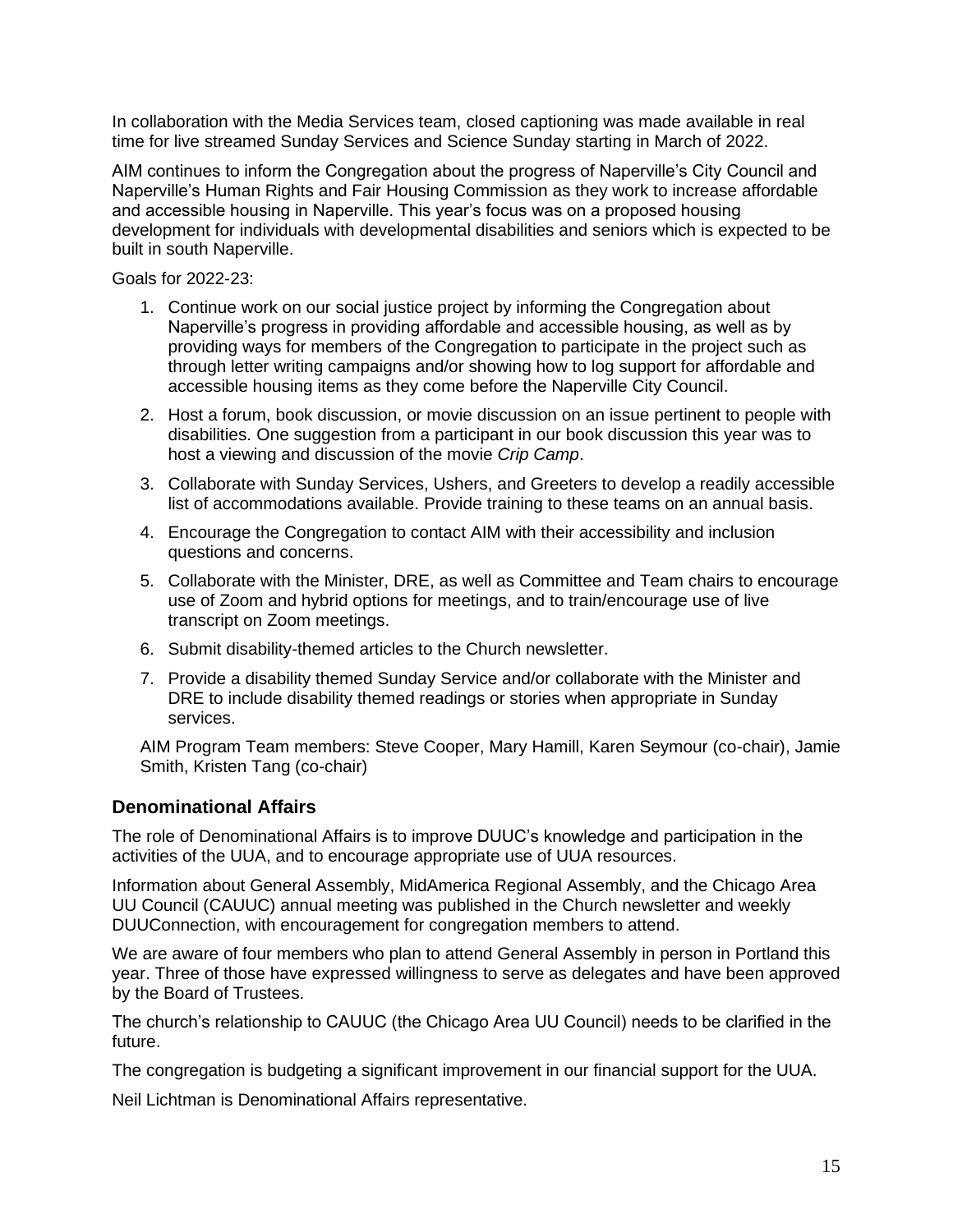In collaboration with the Media Services team, closed captioning was made available in real time for live streamed Sunday Services and Science Sunday starting in March of 2022.

AIM continues to inform the Congregation about the progress of Naperville's City Council and Naperville's Human Rights and Fair Housing Commission as they work to increase affordable and accessible housing in Naperville. This year's focus was on a proposed housing development for individuals with developmental disabilities and seniors which is expected to be built in south Naperville.

Goals for 2022-23:

1. Continue work on our social justice project by informing the Congregation about Naperville's progress in providing affordable and accessible housing, as well as by providing ways for members of the Congregation to participate in the project such as through letter writing campaigns and/or showing how to log support for affordable and accessible housing items as they come before the Naperville City Council.
2. Host a forum, book discussion, or movie discussion on an issue pertinent to people with disabilities. One suggestion from a participant in our book discussion this year was to host a viewing and discussion of the movie *Crip Camp*.
3. Collaborate with Sunday Services, Ushers, and Greeters to develop a readily accessible list of accommodations available. Provide training to these teams on an annual basis.
4. Encourage the Congregation to contact AIM with their accessibility and inclusion questions and concerns.
5. Collaborate with the Minister, DRE, as well as Committee and Team chairs to encourage use of Zoom and hybrid options for meetings, and to train/encourage use of live transcript on Zoom meetings.
6. Submit disability-themed articles to the Church newsletter.
7. Provide a disability themed Sunday Service and/or collaborate with the Minister and DRE to include disability themed readings or stories when appropriate in Sunday services.

AIM Program Team members: Steve Cooper, Mary Hamill, Karen Seymour (co-chair), Jamie Smith, Kristen Tang (co-chair)

### Denominational Affairs

The role of Denominational Affairs is to improve DUUC's knowledge and participation in the activities of the UUA, and to encourage appropriate use of UUA resources.

Information about General Assembly, MidAmerica Regional Assembly, and the Chicago Area UU Council (CAUUC) annual meeting was published in the Church newsletter and weekly DUUConnection, with encouragement for congregation members to attend.

We are aware of four members who plan to attend General Assembly in person in Portland this year. Three of those have expressed willingness to serve as delegates and have been approved by the Board of Trustees.

The church's relationship to CAUUC (the Chicago Area UU Council) needs to be clarified in the future.

The congregation is budgeting a significant improvement in our financial support for the UUA.

Neil Lichtman is Denominational Affairs representative.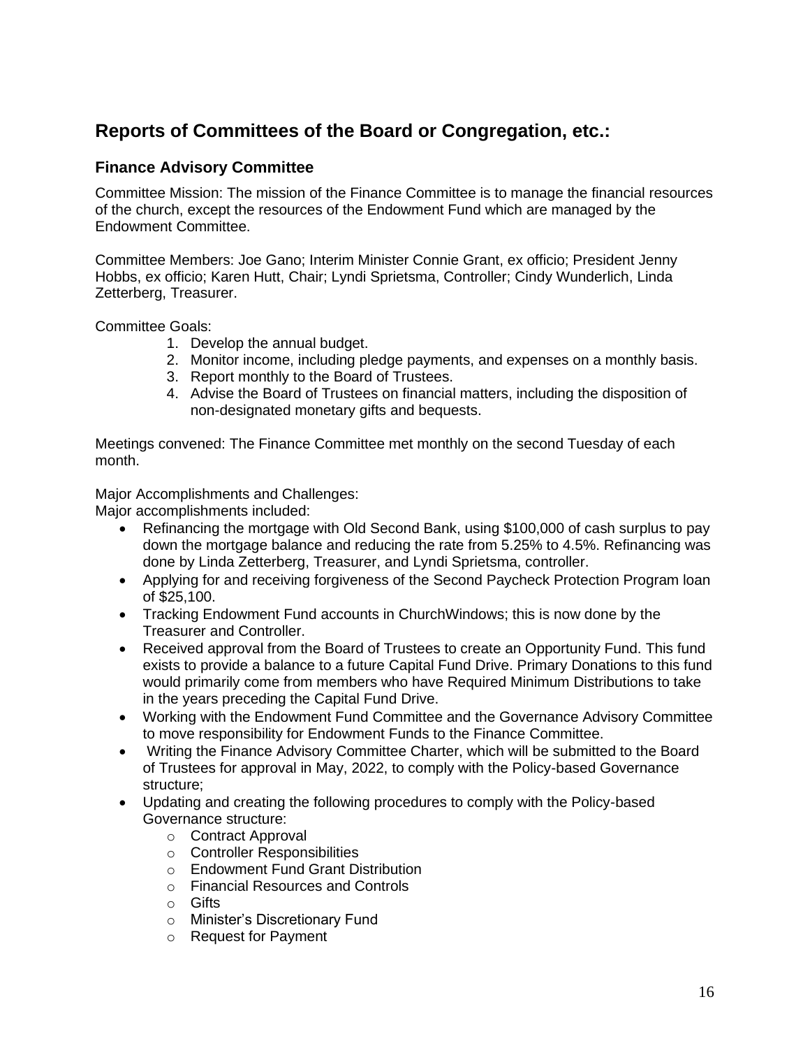## Reports of Committees of the Board or Congregation, etc.:

### Finance Advisory Committee

Committee Mission: The mission of the Finance Committee is to manage the financial resources of the church, except the resources of the Endowment Fund which are managed by the Endowment Committee.

Committee Members: Joe Gano; Interim Minister Connie Grant, ex officio; President Jenny Hobbs, ex officio; Karen Hutt, Chair; Lyndi Sprietsma, Controller; Cindy Wunderlich, Linda Zetterberg, Treasurer.

Committee Goals:

1. Develop the annual budget.
2. Monitor income, including pledge payments, and expenses on a monthly basis.
3. Report monthly to the Board of Trustees.
4. Advise the Board of Trustees on financial matters, including the disposition of non-designated monetary gifts and bequests.

Meetings convened: The Finance Committee met monthly on the second Tuesday of each month.

Major Accomplishments and Challenges:
Major accomplishments included:

- Refinancing the mortgage with Old Second Bank, using $100,000 of cash surplus to pay down the mortgage balance and reducing the rate from 5.25% to 4.5%. Refinancing was done by Linda Zetterberg, Treasurer, and Lyndi Sprietsma, controller.
- Applying for and receiving forgiveness of the Second Paycheck Protection Program loan of $25,100.
- Tracking Endowment Fund accounts in ChurchWindows; this is now done by the Treasurer and Controller.
- Received approval from the Board of Trustees to create an Opportunity Fund. This fund exists to provide a balance to a future Capital Fund Drive. Primary Donations to this fund would primarily come from members who have Required Minimum Distributions to take in the years preceding the Capital Fund Drive.
- Working with the Endowment Fund Committee and the Governance Advisory Committee to move responsibility for Endowment Funds to the Finance Committee.
- Writing the Finance Advisory Committee Charter, which will be submitted to the Board of Trustees for approval in May, 2022, to comply with the Policy-based Governance structure;
- Updating and creating the following procedures to comply with the Policy-based Governance structure:
    - Contract Approval
    - Controller Responsibilities
    - Endowment Fund Grant Distribution
    - Financial Resources and Controls
    - Gifts
    - Minister's Discretionary Fund
    - Request for Payment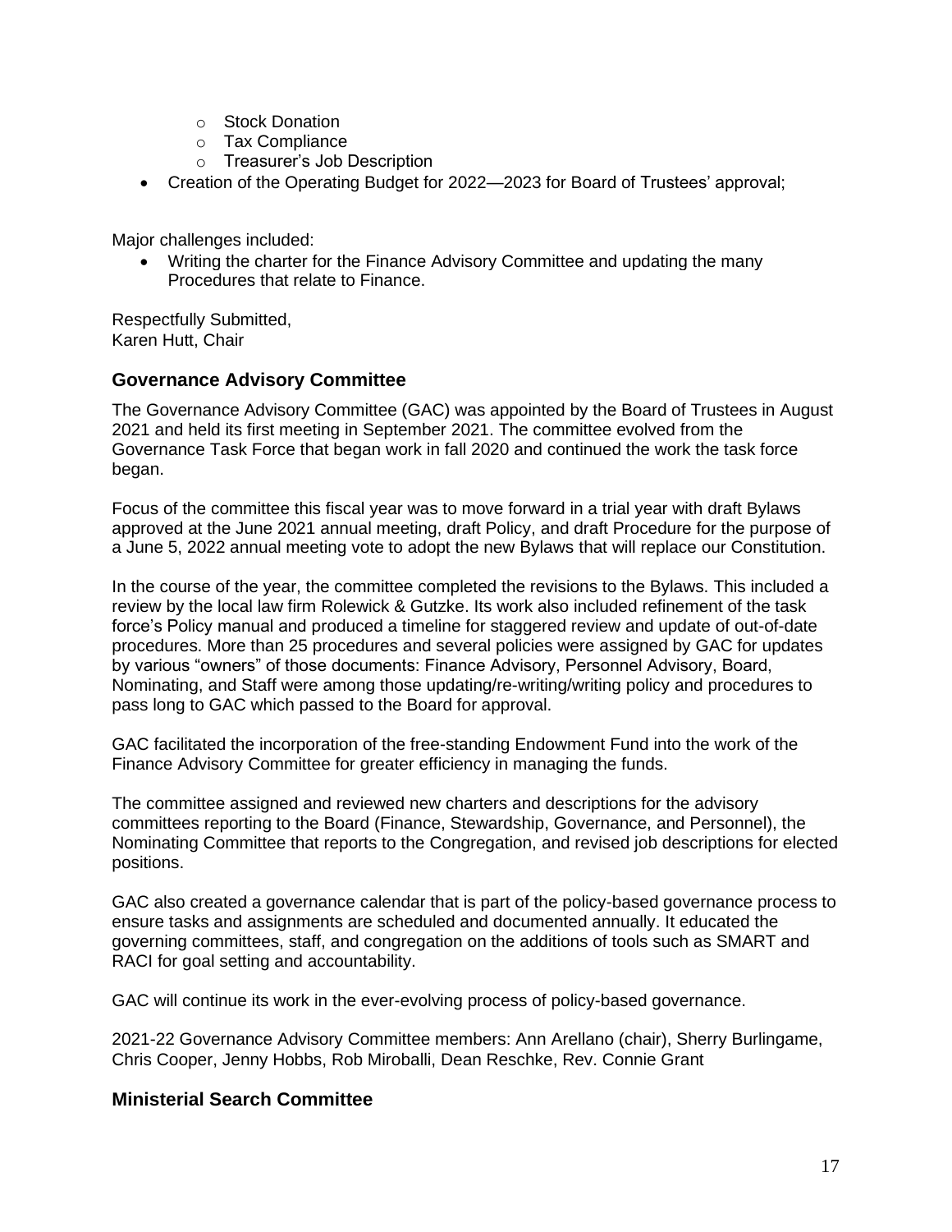- Stock Donation
    - Tax Compliance
    - Treasurer's Job Description
- Creation of the Operating Budget for 2022—2023 for Board of Trustees' approval;

Major challenges included:

- Writing the charter for the Finance Advisory Committee and updating the many Procedures that relate to Finance.

Respectfully Submitted,
Karen Hutt, Chair

## Governance Advisory Committee

The Governance Advisory Committee (GAC) was appointed by the Board of Trustees in August 2021 and held its first meeting in September 2021. The committee evolved from the Governance Task Force that began work in fall 2020 and continued the work the task force began.

Focus of the committee this fiscal year was to move forward in a trial year with draft Bylaws approved at the June 2021 annual meeting, draft Policy, and draft Procedure for the purpose of a June 5, 2022 annual meeting vote to adopt the new Bylaws that will replace our Constitution.

In the course of the year, the committee completed the revisions to the Bylaws. This included a review by the local law firm Rolewick & Gutzke. Its work also included refinement of the task force's Policy manual and produced a timeline for staggered review and update of out-of-date procedures. More than 25 procedures and several policies were assigned by GAC for updates by various "owners" of those documents: Finance Advisory, Personnel Advisory, Board, Nominating, and Staff were among those updating/re-writing/writing policy and procedures to pass long to GAC which passed to the Board for approval.

GAC facilitated the incorporation of the free-standing Endowment Fund into the work of the Finance Advisory Committee for greater efficiency in managing the funds.

The committee assigned and reviewed new charters and descriptions for the advisory committees reporting to the Board (Finance, Stewardship, Governance, and Personnel), the Nominating Committee that reports to the Congregation, and revised job descriptions for elected positions.

GAC also created a governance calendar that is part of the policy-based governance process to ensure tasks and assignments are scheduled and documented annually. It educated the governing committees, staff, and congregation on the additions of tools such as SMART and RACI for goal setting and accountability.

GAC will continue its work in the ever-evolving process of policy-based governance.

2021-22 Governance Advisory Committee members: Ann Arellano (chair), Sherry Burlingame, Chris Cooper, Jenny Hobbs, Rob Miroballi, Dean Reschke, Rev. Connie Grant

## Ministerial Search Committee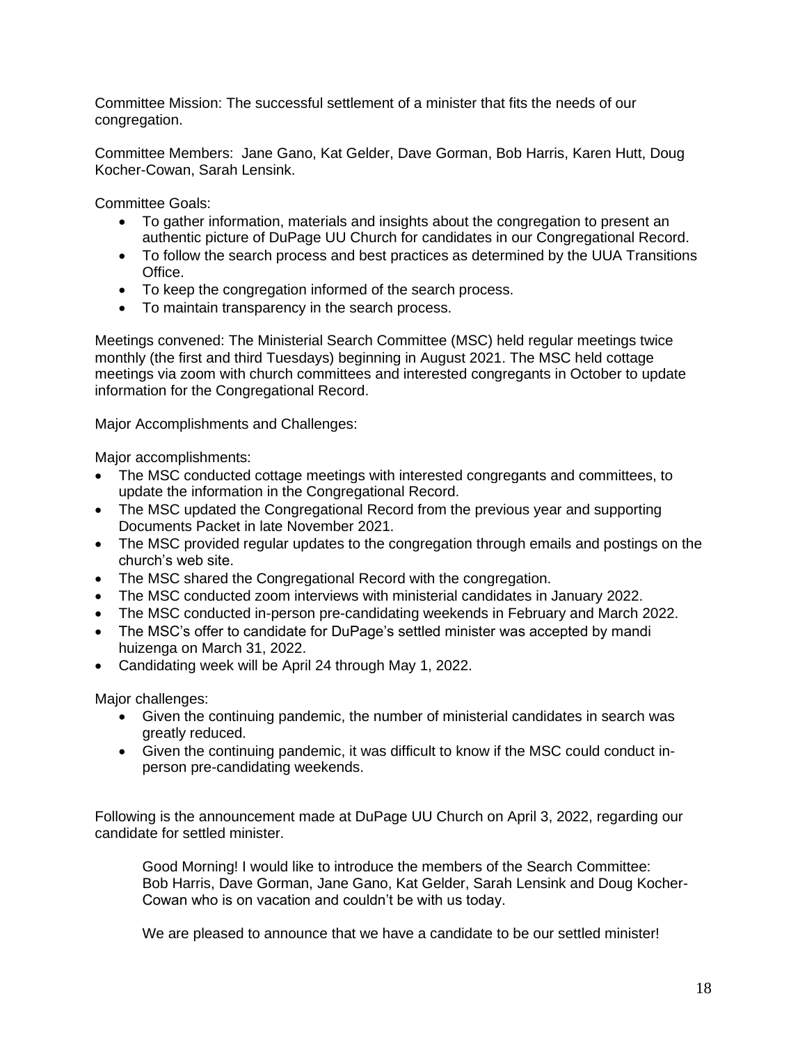Committee Mission: The successful settlement of a minister that fits the needs of our congregation.

Committee Members: Jane Gano, Kat Gelder, Dave Gorman, Bob Harris, Karen Hutt, Doug Kocher-Cowan, Sarah Lensink.

Committee Goals:

- To gather information, materials and insights about the congregation to present an authentic picture of DuPage UU Church for candidates in our Congregational Record.
- To follow the search process and best practices as determined by the UUA Transitions Office.
- To keep the congregation informed of the search process.
- To maintain transparency in the search process.

Meetings convened: The Ministerial Search Committee (MSC) held regular meetings twice monthly (the first and third Tuesdays) beginning in August 2021. The MSC held cottage meetings via zoom with church committees and interested congregants in October to update information for the Congregational Record.

Major Accomplishments and Challenges:

Major accomplishments:

- The MSC conducted cottage meetings with interested congregants and committees, to update the information in the Congregational Record.
- The MSC updated the Congregational Record from the previous year and supporting Documents Packet in late November 2021.
- The MSC provided regular updates to the congregation through emails and postings on the church's web site.
- The MSC shared the Congregational Record with the congregation.
- The MSC conducted zoom interviews with ministerial candidates in January 2022.
- The MSC conducted in-person pre-candidating weekends in February and March 2022.
- The MSC's offer to candidate for DuPage's settled minister was accepted by mandi huizenga on March 31, 2022.
- Candidating week will be April 24 through May 1, 2022.

Major challenges:

- Given the continuing pandemic, the number of ministerial candidates in search was greatly reduced.
- Given the continuing pandemic, it was difficult to know if the MSC could conduct in-person pre-candidating weekends.

Following is the announcement made at DuPage UU Church on April 3, 2022, regarding our candidate for settled minister.

> Good Morning! I would like to introduce the members of the Search Committee: Bob Harris, Dave Gorman, Jane Gano, Kat Gelder, Sarah Lensink and Doug Kocher-Cowan who is on vacation and couldn't be with us today.
>
> We are pleased to announce that we have a candidate to be our settled minister!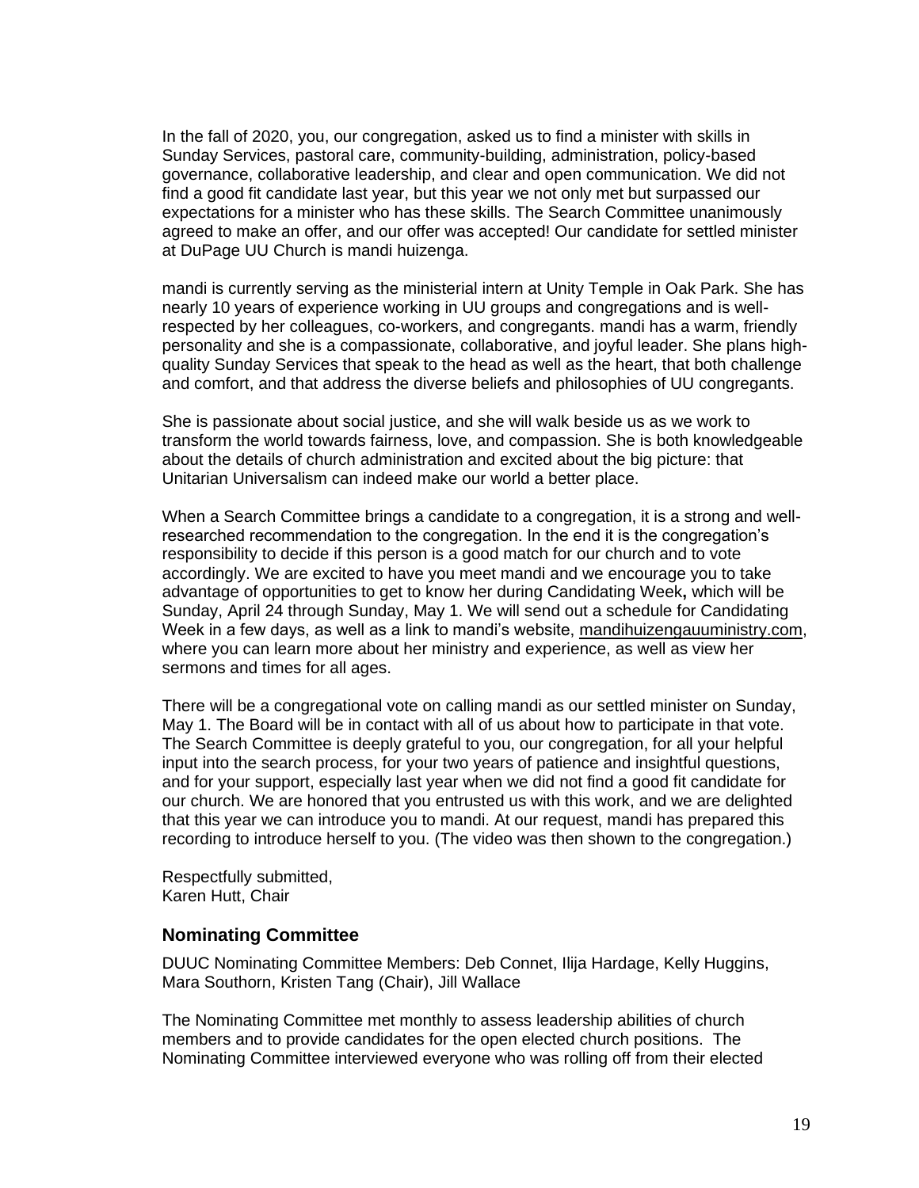In the fall of 2020, you, our congregation, asked us to find a minister with skills in Sunday Services, pastoral care, community-building, administration, policy-based governance, collaborative leadership, and clear and open communication. We did not find a good fit candidate last year, but this year we not only met but surpassed our expectations for a minister who has these skills. The Search Committee unanimously agreed to make an offer, and our offer was accepted! Our candidate for settled minister at DuPage UU Church is mandi huizenga.

mandi is currently serving as the ministerial intern at Unity Temple in Oak Park. She has nearly 10 years of experience working in UU groups and congregations and is well-respected by her colleagues, co-workers, and congregants. mandi has a warm, friendly personality and she is a compassionate, collaborative, and joyful leader. She plans high-quality Sunday Services that speak to the head as well as the heart, that both challenge and comfort, and that address the diverse beliefs and philosophies of UU congregants.

She is passionate about social justice, and she will walk beside us as we work to transform the world towards fairness, love, and compassion. She is both knowledgeable about the details of church administration and excited about the big picture: that Unitarian Universalism can indeed make our world a better place.

When a Search Committee brings a candidate to a congregation, it is a strong and well-researched recommendation to the congregation. In the end it is the congregation's responsibility to decide if this person is a good match for our church and to vote accordingly. We are excited to have you meet mandi and we encourage you to take advantage of opportunities to get to know her during Candidating Week**,** which will be Sunday, April 24 through Sunday, May 1. We will send out a schedule for Candidating Week in a few days, as well as a link to mandi's website, mandihuizengauuministry.com, where you can learn more about her ministry and experience, as well as view her sermons and times for all ages.

There will be a congregational vote on calling mandi as our settled minister on Sunday, May 1. The Board will be in contact with all of us about how to participate in that vote. The Search Committee is deeply grateful to you, our congregation, for all your helpful input into the search process, for your two years of patience and insightful questions, and for your support, especially last year when we did not find a good fit candidate for our church. We are honored that you entrusted us with this work, and we are delighted that this year we can introduce you to mandi. At our request, mandi has prepared this recording to introduce herself to you. (The video was then shown to the congregation.)

Respectfully submitted,
Karen Hutt, Chair

### Nominating Committee

DUUC Nominating Committee Members: Deb Connet, Ilija Hardage, Kelly Huggins, Mara Southorn, Kristen Tang (Chair), Jill Wallace

The Nominating Committee met monthly to assess leadership abilities of church members and to provide candidates for the open elected church positions. The Nominating Committee interviewed everyone who was rolling off from their elected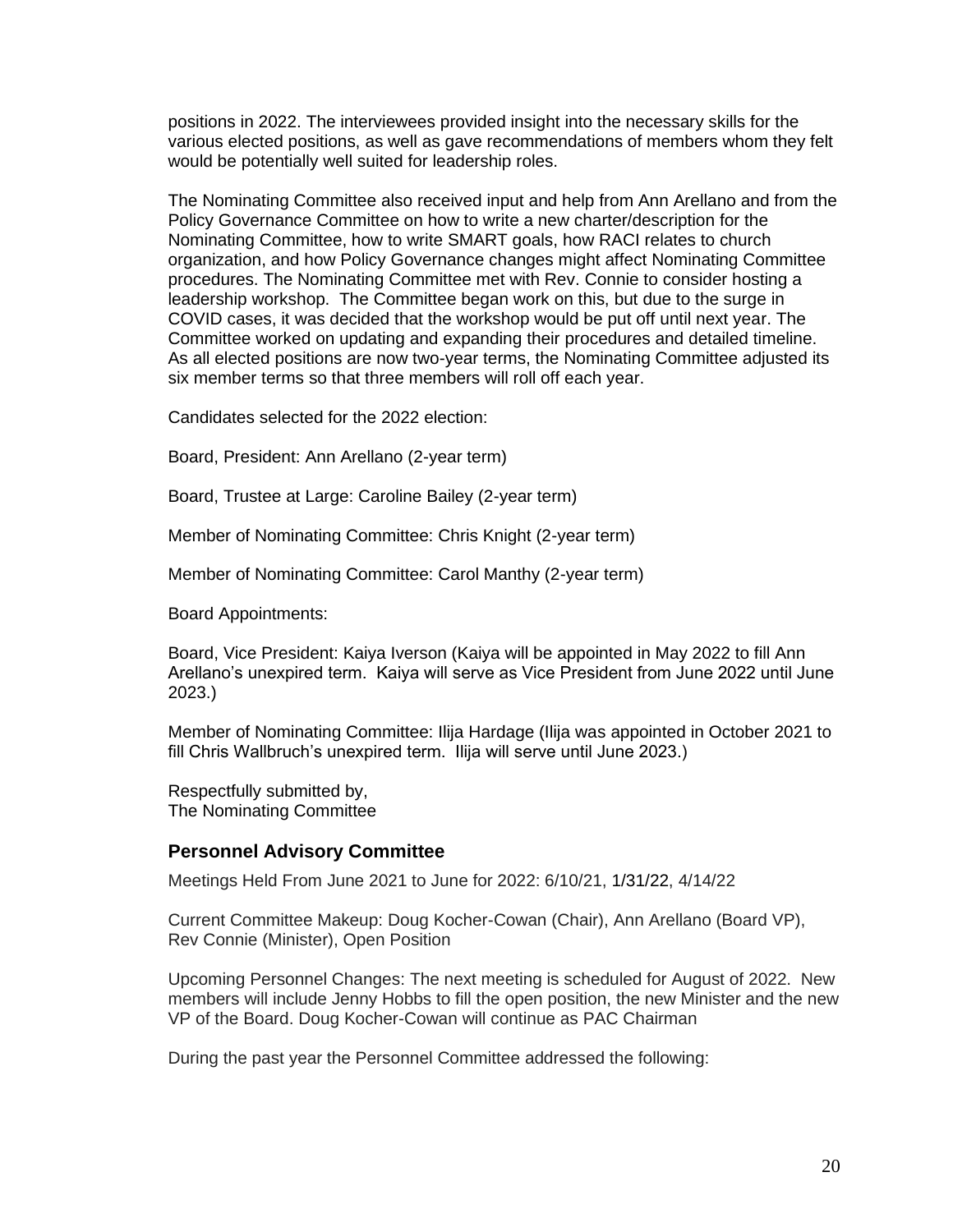positions in 2022. The interviewees provided insight into the necessary skills for the various elected positions, as well as gave recommendations of members whom they felt would be potentially well suited for leadership roles.

The Nominating Committee also received input and help from Ann Arellano and from the Policy Governance Committee on how to write a new charter/description for the Nominating Committee, how to write SMART goals, how RACI relates to church organization, and how Policy Governance changes might affect Nominating Committee procedures. The Nominating Committee met with Rev. Connie to consider hosting a leadership workshop. The Committee began work on this, but due to the surge in COVID cases, it was decided that the workshop would be put off until next year. The Committee worked on updating and expanding their procedures and detailed timeline. As all elected positions are now two-year terms, the Nominating Committee adjusted its six member terms so that three members will roll off each year.

Candidates selected for the 2022 election:

Board, President: Ann Arellano (2-year term)

Board, Trustee at Large: Caroline Bailey (2-year term)

Member of Nominating Committee: Chris Knight (2-year term)

Member of Nominating Committee: Carol Manthy (2-year term)

Board Appointments:

Board, Vice President: Kaiya Iverson (Kaiya will be appointed in May 2022 to fill Ann Arellano's unexpired term. Kaiya will serve as Vice President from June 2022 until June 2023.)

Member of Nominating Committee: Ilija Hardage (Ilija was appointed in October 2021 to fill Chris Wallbruch's unexpired term. Ilija will serve until June 2023.)

Respectfully submitted by,
The Nominating Committee

## Personnel Advisory Committee

Meetings Held From June 2021 to June for 2022: 6/10/21, 1/31/22, 4/14/22

Current Committee Makeup: Doug Kocher-Cowan (Chair), Ann Arellano (Board VP), Rev Connie (Minister), Open Position

Upcoming Personnel Changes: The next meeting is scheduled for August of 2022. New members will include Jenny Hobbs to fill the open position, the new Minister and the new VP of the Board. Doug Kocher-Cowan will continue as PAC Chairman

During the past year the Personnel Committee addressed the following: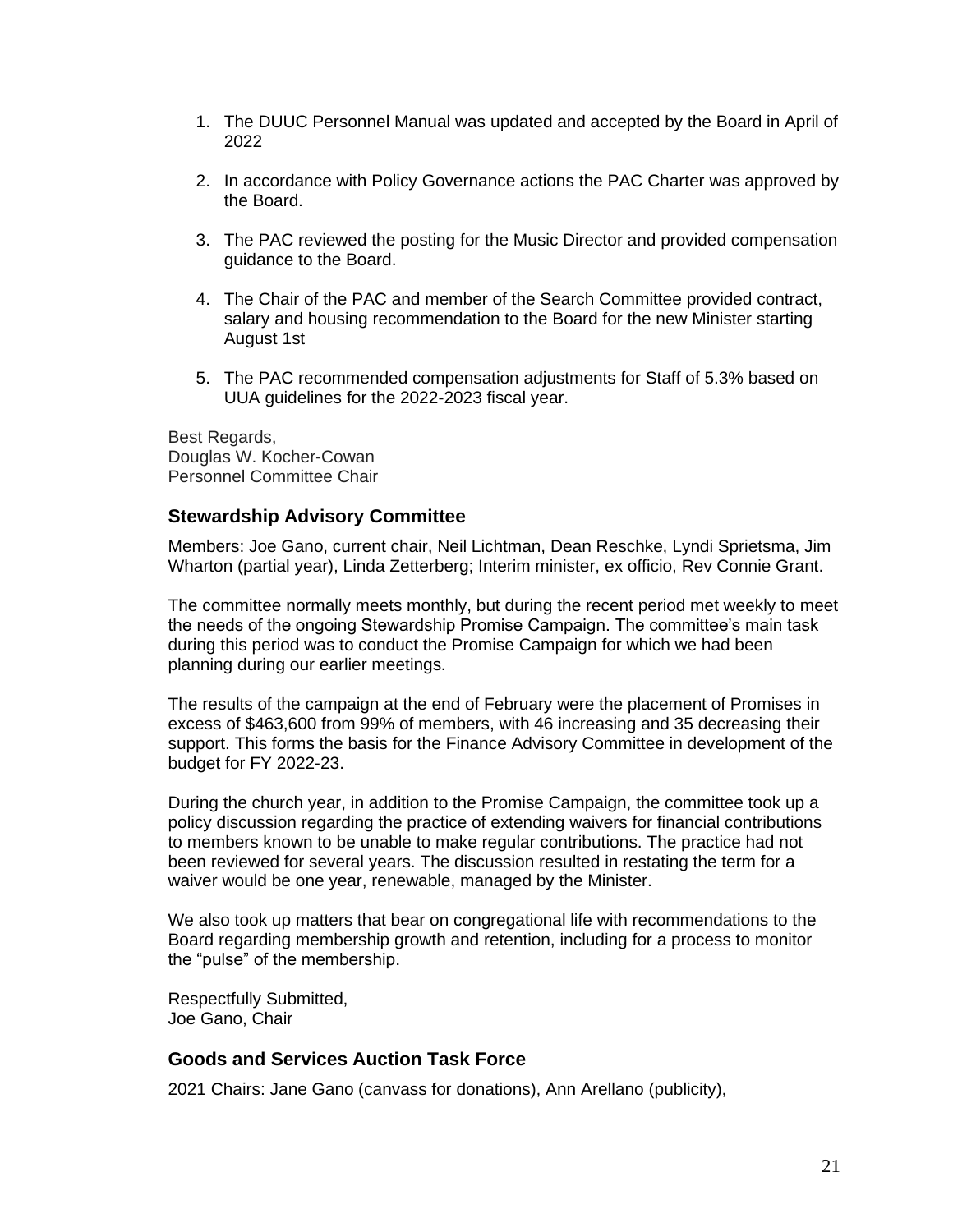1. The DUUC Personnel Manual was updated and accepted by the Board in April of 2022

2. In accordance with Policy Governance actions the PAC Charter was approved by the Board.

3. The PAC reviewed the posting for the Music Director and provided compensation guidance to the Board.

4. The Chair of the PAC and member of the Search Committee provided contract, salary and housing recommendation to the Board for the new Minister starting August 1st

5. The PAC recommended compensation adjustments for Staff of 5.3% based on UUA guidelines for the 2022-2023 fiscal year.

Best Regards,
Douglas W. Kocher-Cowan
Personnel Committee Chair

### Stewardship Advisory Committee

Members: Joe Gano, current chair, Neil Lichtman, Dean Reschke, Lyndi Sprietsma, Jim Wharton (partial year), Linda Zetterberg; Interim minister, ex officio, Rev Connie Grant.

The committee normally meets monthly, but during the recent period met weekly to meet the needs of the ongoing Stewardship Promise Campaign. The committee's main task during this period was to conduct the Promise Campaign for which we had been planning during our earlier meetings.

The results of the campaign at the end of February were the placement of Promises in excess of $463,600 from 99% of members, with 46 increasing and 35 decreasing their support. This forms the basis for the Finance Advisory Committee in development of the budget for FY 2022-23.

During the church year, in addition to the Promise Campaign, the committee took up a policy discussion regarding the practice of extending waivers for financial contributions to members known to be unable to make regular contributions. The practice had not been reviewed for several years. The discussion resulted in restating the term for a waiver would be one year, renewable, managed by the Minister.

We also took up matters that bear on congregational life with recommendations to the Board regarding membership growth and retention, including for a process to monitor the "pulse" of the membership.

Respectfully Submitted,
Joe Gano, Chair

### Goods and Services Auction Task Force

2021 Chairs: Jane Gano (canvass for donations), Ann Arellano (publicity),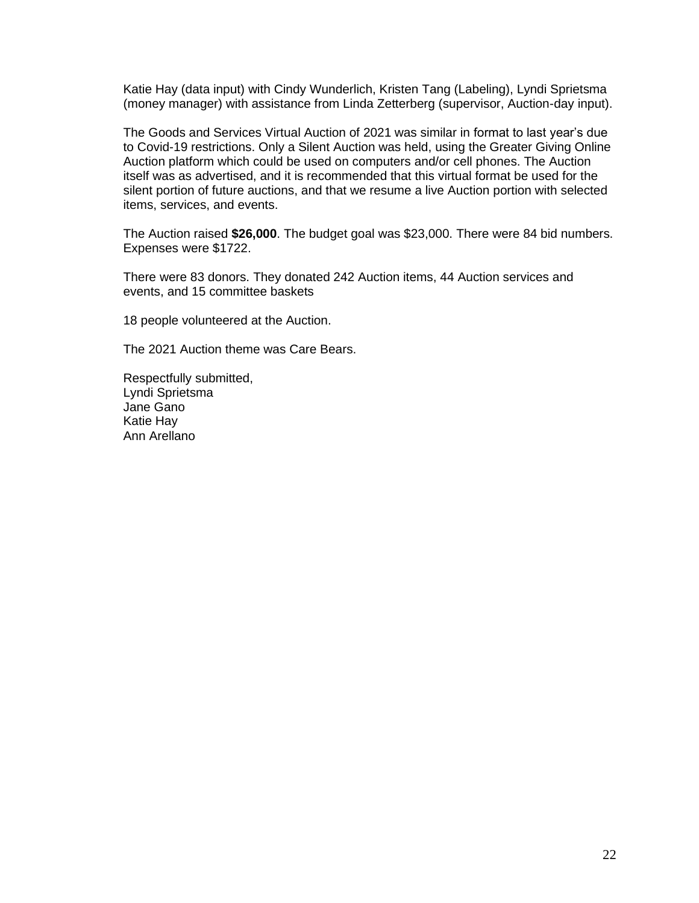Katie Hay (data input) with Cindy Wunderlich, Kristen Tang (Labeling), Lyndi Sprietsma (money manager) with assistance from Linda Zetterberg (supervisor, Auction-day input).

The Goods and Services Virtual Auction of 2021 was similar in format to last year's due to Covid-19 restrictions. Only a Silent Auction was held, using the Greater Giving Online Auction platform which could be used on computers and/or cell phones. The Auction itself was as advertised, and it is recommended that this virtual format be used for the silent portion of future auctions, and that we resume a live Auction portion with selected items, services, and events.

The Auction raised **$26,000**. The budget goal was $23,000. There were 84 bid numbers. Expenses were $1722.

There were 83 donors. They donated 242 Auction items, 44 Auction services and events, and 15 committee baskets

18 people volunteered at the Auction.

The 2021 Auction theme was Care Bears.

Respectfully submitted,
Lyndi Sprietsma
Jane Gano
Katie Hay
Ann Arellano